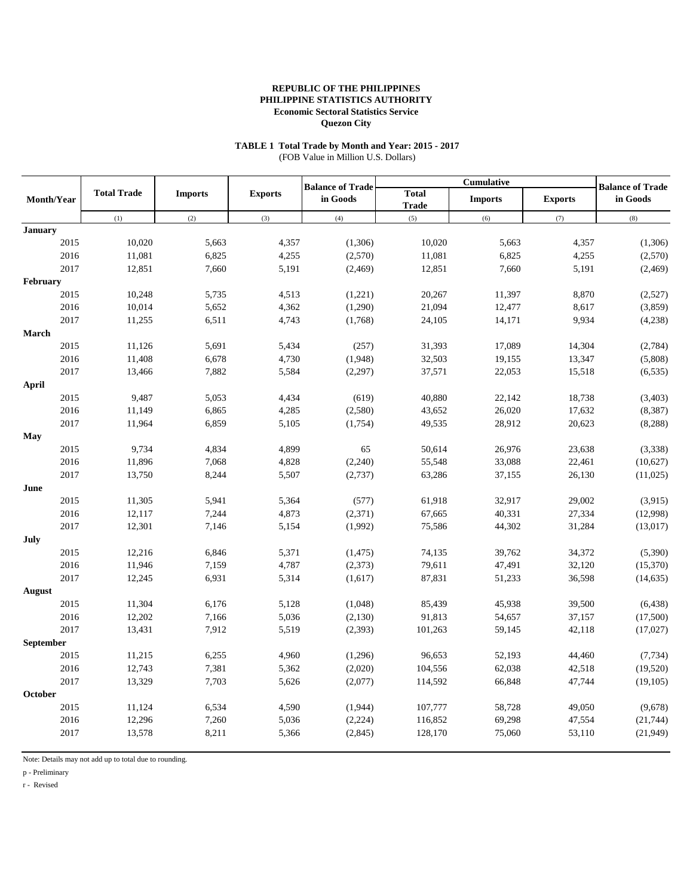**REPUBLIC OF THE PHILIPPINES**
**PHILIPPINE STATISTICS AUTHORITY**
**Economic Sectoral Statistics Service**
**Quezon City**

**TABLE 1 Total Trade by Month and Year: 2015 - 2017**
(FOB Value in Million U.S. Dollars)

| Month/Year | Total Trade | Imports | Exports | Balance of Trade in Goods | Cumulative | | | Balance of Trade in Goods |
|---|---|---|---|---|---|---|---|---|
| | | | | | Total Trade | Imports | Exports | |
| | (1) | (2) | (3) | (4) | (5) | (6) | (7) | (8) |
| **January** | | | | | | | | |
| 2015 | 10,020 | 5,663 | 4,357 | (1,306) | 10,020 | 5,663 | 4,357 | (1,306) |
| 2016 | 11,081 | 6,825 | 4,255 | (2,570) | 11,081 | 6,825 | 4,255 | (2,570) |
| 2017 | 12,851 | 7,660 | 5,191 | (2,469) | 12,851 | 7,660 | 5,191 | (2,469) |
| **February** | | | | | | | | |
| 2015 | 10,248 | 5,735 | 4,513 | (1,221) | 20,267 | 11,397 | 8,870 | (2,527) |
| 2016 | 10,014 | 5,652 | 4,362 | (1,290) | 21,094 | 12,477 | 8,617 | (3,859) |
| 2017 | 11,255 | 6,511 | 4,743 | (1,768) | 24,105 | 14,171 | 9,934 | (4,238) |
| **March** | | | | | | | | |
| 2015 | 11,126 | 5,691 | 5,434 | (257) | 31,393 | 17,089 | 14,304 | (2,784) |
| 2016 | 11,408 | 6,678 | 4,730 | (1,948) | 32,503 | 19,155 | 13,347 | (5,808) |
| 2017 | 13,466 | 7,882 | 5,584 | (2,297) | 37,571 | 22,053 | 15,518 | (6,535) |
| **April** | | | | | | | | |
| 2015 | 9,487 | 5,053 | 4,434 | (619) | 40,880 | 22,142 | 18,738 | (3,403) |
| 2016 | 11,149 | 6,865 | 4,285 | (2,580) | 43,652 | 26,020 | 17,632 | (8,387) |
| 2017 | 11,964 | 6,859 | 5,105 | (1,754) | 49,535 | 28,912 | 20,623 | (8,288) |
| **May** | | | | | | | | |
| 2015 | 9,734 | 4,834 | 4,899 | 65 | 50,614 | 26,976 | 23,638 | (3,338) |
| 2016 | 11,896 | 7,068 | 4,828 | (2,240) | 55,548 | 33,088 | 22,461 | (10,627) |
| 2017 | 13,750 | 8,244 | 5,507 | (2,737) | 63,286 | 37,155 | 26,130 | (11,025) |
| **June** | | | | | | | | |
| 2015 | 11,305 | 5,941 | 5,364 | (577) | 61,918 | 32,917 | 29,002 | (3,915) |
| 2016 | 12,117 | 7,244 | 4,873 | (2,371) | 67,665 | 40,331 | 27,334 | (12,998) |
| 2017 | 12,301 | 7,146 | 5,154 | (1,992) | 75,586 | 44,302 | 31,284 | (13,017) |
| **July** | | | | | | | | |
| 2015 | 12,216 | 6,846 | 5,371 | (1,475) | 74,135 | 39,762 | 34,372 | (5,390) |
| 2016 | 11,946 | 7,159 | 4,787 | (2,373) | 79,611 | 47,491 | 32,120 | (15,370) |
| 2017 | 12,245 | 6,931 | 5,314 | (1,617) | 87,831 | 51,233 | 36,598 | (14,635) |
| **August** | | | | | | | | |
| 2015 | 11,304 | 6,176 | 5,128 | (1,048) | 85,439 | 45,938 | 39,500 | (6,438) |
| 2016 | 12,202 | 7,166 | 5,036 | (2,130) | 91,813 | 54,657 | 37,157 | (17,500) |
| 2017 | 13,431 | 7,912 | 5,519 | (2,393) | 101,263 | 59,145 | 42,118 | (17,027) |
| **September** | | | | | | | | |
| 2015 | 11,215 | 6,255 | 4,960 | (1,296) | 96,653 | 52,193 | 44,460 | (7,734) |
| 2016 | 12,743 | 7,381 | 5,362 | (2,020) | 104,556 | 62,038 | 42,518 | (19,520) |
| 2017 | 13,329 | 7,703 | 5,626 | (2,077) | 114,592 | 66,848 | 47,744 | (19,105) |
| **October** | | | | | | | | |
| 2015 | 11,124 | 6,534 | 4,590 | (1,944) | 107,777 | 58,728 | 49,050 | (9,678) |
| 2016 | 12,296 | 7,260 | 5,036 | (2,224) | 116,852 | 69,298 | 47,554 | (21,744) |
| 2017 | 13,578 | 8,211 | 5,366 | (2,845) | 128,170 | 75,060 | 53,110 | (21,949) |

Note: Details may not add up to total due to rounding.

p - Preliminary

r - Revised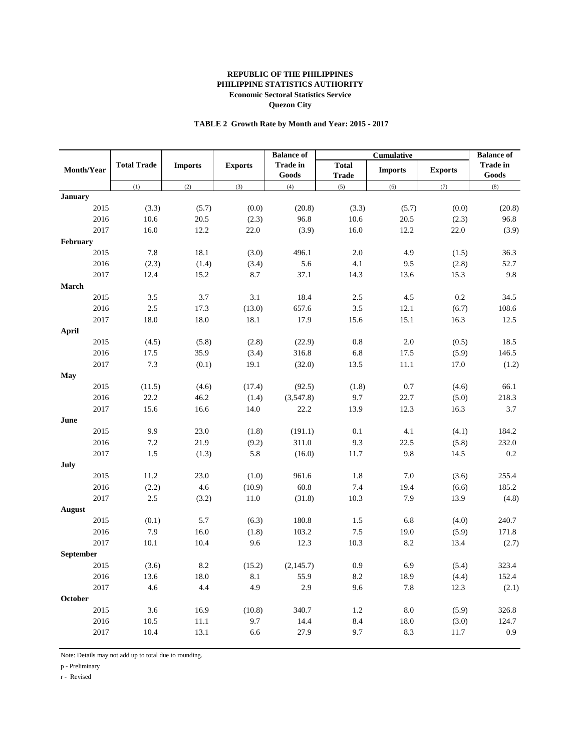**REPUBLIC OF THE PHILIPPINES**
**PHILIPPINE STATISTICS AUTHORITY**
**Economic Sectoral Statistics Service**
**Quezon City**

**TABLE 2 Growth Rate by Month and Year: 2015 - 2017**

| Month/Year | Total Trade | Imports | Exports | Balance of Trade in Goods | Cumulative | | | Balance of Trade in Goods |
|---|---|---|---|---|---|---|---|---|
| | | | | | Total Trade | Imports | Exports | |
| | (1) | (2) | (3) | (4) | (5) | (6) | (7) | (8) |
| **January** | | | | | | | | |
| 2015 | (3.3) | (5.7) | (0.0) | (20.8) | (3.3) | (5.7) | (0.0) | (20.8) |
| 2016 | 10.6 | 20.5 | (2.3) | 96.8 | 10.6 | 20.5 | (2.3) | 96.8 |
| 2017 | 16.0 | 12.2 | 22.0 | (3.9) | 16.0 | 12.2 | 22.0 | (3.9) |
| **February** | | | | | | | | |
| 2015 | 7.8 | 18.1 | (3.0) | 496.1 | 2.0 | 4.9 | (1.5) | 36.3 |
| 2016 | (2.3) | (1.4) | (3.4) | 5.6 | 4.1 | 9.5 | (2.8) | 52.7 |
| 2017 | 12.4 | 15.2 | 8.7 | 37.1 | 14.3 | 13.6 | 15.3 | 9.8 |
| **March** | | | | | | | | |
| 2015 | 3.5 | 3.7 | 3.1 | 18.4 | 2.5 | 4.5 | 0.2 | 34.5 |
| 2016 | 2.5 | 17.3 | (13.0) | 657.6 | 3.5 | 12.1 | (6.7) | 108.6 |
| 2017 | 18.0 | 18.0 | 18.1 | 17.9 | 15.6 | 15.1 | 16.3 | 12.5 |
| **April** | | | | | | | | |
| 2015 | (4.5) | (5.8) | (2.8) | (22.9) | 0.8 | 2.0 | (0.5) | 18.5 |
| 2016 | 17.5 | 35.9 | (3.4) | 316.8 | 6.8 | 17.5 | (5.9) | 146.5 |
| 2017 | 7.3 | (0.1) | 19.1 | (32.0) | 13.5 | 11.1 | 17.0 | (1.2) |
| **May** | | | | | | | | |
| 2015 | (11.5) | (4.6) | (17.4) | (92.5) | (1.8) | 0.7 | (4.6) | 66.1 |
| 2016 | 22.2 | 46.2 | (1.4) | (3,547.8) | 9.7 | 22.7 | (5.0) | 218.3 |
| 2017 | 15.6 | 16.6 | 14.0 | 22.2 | 13.9 | 12.3 | 16.3 | 3.7 |
| **June** | | | | | | | | |
| 2015 | 9.9 | 23.0 | (1.8) | (191.1) | 0.1 | 4.1 | (4.1) | 184.2 |
| 2016 | 7.2 | 21.9 | (9.2) | 311.0 | 9.3 | 22.5 | (5.8) | 232.0 |
| 2017 | 1.5 | (1.3) | 5.8 | (16.0) | 11.7 | 9.8 | 14.5 | 0.2 |
| **July** | | | | | | | | |
| 2015 | 11.2 | 23.0 | (1.0) | 961.6 | 1.8 | 7.0 | (3.6) | 255.4 |
| 2016 | (2.2) | 4.6 | (10.9) | 60.8 | 7.4 | 19.4 | (6.6) | 185.2 |
| 2017 | 2.5 | (3.2) | 11.0 | (31.8) | 10.3 | 7.9 | 13.9 | (4.8) |
| **August** | | | | | | | | |
| 2015 | (0.1) | 5.7 | (6.3) | 180.8 | 1.5 | 6.8 | (4.0) | 240.7 |
| 2016 | 7.9 | 16.0 | (1.8) | 103.2 | 7.5 | 19.0 | (5.9) | 171.8 |
| 2017 | 10.1 | 10.4 | 9.6 | 12.3 | 10.3 | 8.2 | 13.4 | (2.7) |
| **September** | | | | | | | | |
| 2015 | (3.6) | 8.2 | (15.2) | (2,145.7) | 0.9 | 6.9 | (5.4) | 323.4 |
| 2016 | 13.6 | 18.0 | 8.1 | 55.9 | 8.2 | 18.9 | (4.4) | 152.4 |
| 2017 | 4.6 | 4.4 | 4.9 | 2.9 | 9.6 | 7.8 | 12.3 | (2.1) |
| **October** | | | | | | | | |
| 2015 | 3.6 | 16.9 | (10.8) | 340.7 | 1.2 | 8.0 | (5.9) | 326.8 |
| 2016 | 10.5 | 11.1 | 9.7 | 14.4 | 8.4 | 18.0 | (3.0) | 124.7 |
| 2017 | 10.4 | 13.1 | 6.6 | 27.9 | 9.7 | 8.3 | 11.7 | 0.9 |

Note: Details may not add up to total due to rounding.

p - Preliminary

r - Revised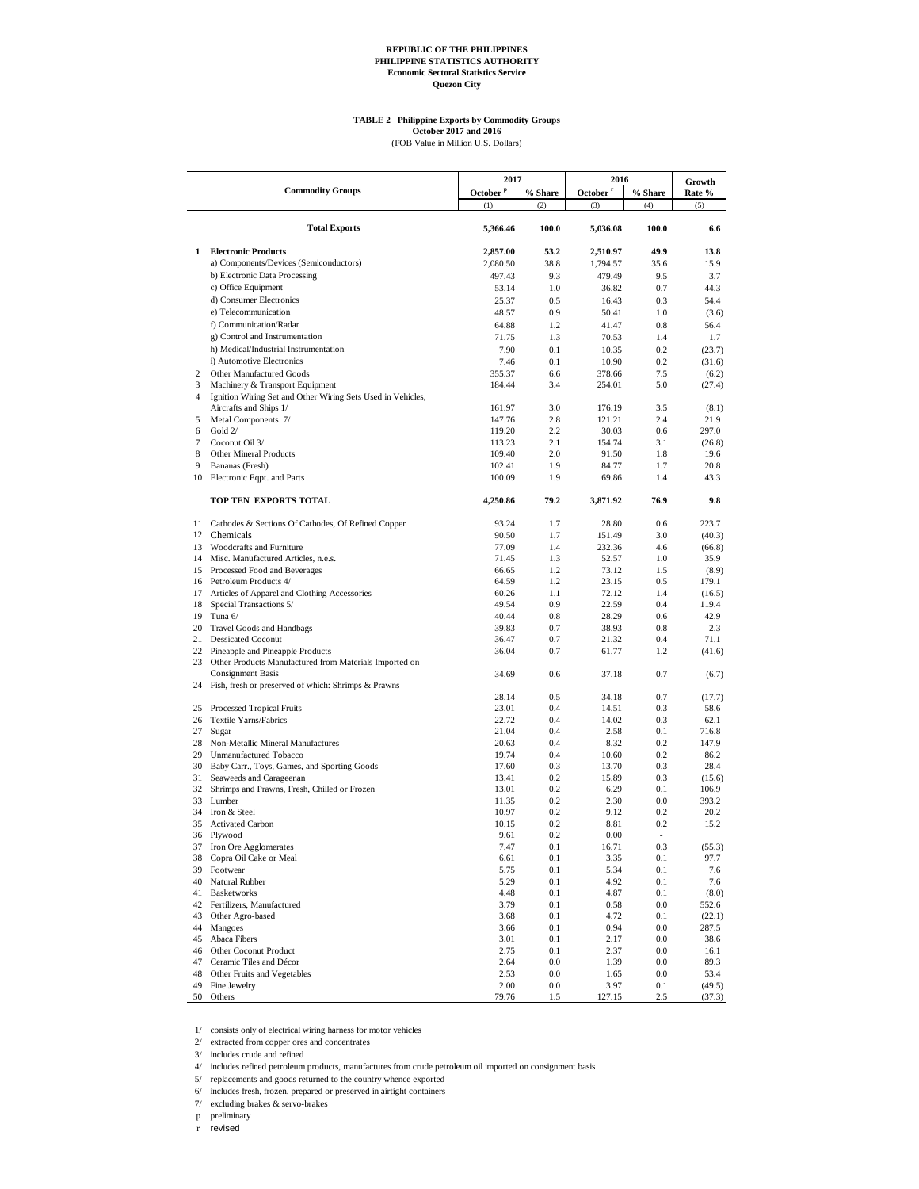**REPUBLIC OF THE PHILIPPINES**
**PHILIPPINE STATISTICS AUTHORITY**
**Economic Sectoral Statistics Service**
**Quezon City**

**TABLE 2 Philippine Exports by Commodity Groups**
**October 2017 and 2016**
(FOB Value in Million U.S. Dollars)

| | Commodity Groups | 2017 October [p] | 2017 % Share | 2016 October [r] | 2016 % Share | Growth Rate % |
|---|---|---|---|---|---|---|
| | | (1) | (2) | (3) | (4) | (5) |
| | **Total Exports** | **5,366.46** | **100.0** | **5,036.08** | **100.0** | **6.6** |
| **1** | **Electronic Products** | **2,857.00** | **53.2** | **2,510.97** | **49.9** | **13.8** |
| | a) Components/Devices (Semiconductors) | 2,080.50 | 38.8 | 1,794.57 | 35.6 | 15.9 |
| | b) Electronic Data Processing | 497.43 | 9.3 | 479.49 | 9.5 | 3.7 |
| | c) Office Equipment | 53.14 | 1.0 | 36.82 | 0.7 | 44.3 |
| | d) Consumer Electronics | 25.37 | 0.5 | 16.43 | 0.3 | 54.4 |
| | e) Telecommunication | 48.57 | 0.9 | 50.41 | 1.0 | (3.6) |
| | f) Communication/Radar | 64.88 | 1.2 | 41.47 | 0.8 | 56.4 |
| | g) Control and Instrumentation | 71.75 | 1.3 | 70.53 | 1.4 | 1.7 |
| | h) Medical/Industrial Instrumentation | 7.90 | 0.1 | 10.35 | 0.2 | (23.7) |
| | i) Automotive Electronics | 7.46 | 0.1 | 10.90 | 0.2 | (31.6) |
| 2 | Other Manufactured Goods | 355.37 | 6.6 | 378.66 | 7.5 | (6.2) |
| 3 | Machinery & Transport Equipment | 184.44 | 3.4 | 254.01 | 5.0 | (27.4) |
| 4 | Ignition Wiring Set and Other Wiring Sets Used in Vehicles, Aircrafts and Ships 1/ | 161.97 | 3.0 | 176.19 | 3.5 | (8.1) |
| 5 | Metal Components 7/ | 147.76 | 2.8 | 121.21 | 2.4 | 21.9 |
| 6 | Gold 2/ | 119.20 | 2.2 | 30.03 | 0.6 | 297.0 |
| 7 | Coconut Oil 3/ | 113.23 | 2.1 | 154.74 | 3.1 | (26.8) |
| 8 | Other Mineral Products | 109.40 | 2.0 | 91.50 | 1.8 | 19.6 |
| 9 | Bananas (Fresh) | 102.41 | 1.9 | 84.77 | 1.7 | 20.8 |
| 10 | Electronic Eqpt. and Parts | 100.09 | 1.9 | 69.86 | 1.4 | 43.3 |
| | **TOP TEN EXPORTS TOTAL** | **4,250.86** | **79.2** | **3,871.92** | **76.9** | **9.8** |
| 11 | Cathodes & Sections Of Cathodes, Of Refined Copper | 93.24 | 1.7 | 28.80 | 0.6 | 223.7 |
| 12 | Chemicals | 90.50 | 1.7 | 151.49 | 3.0 | (40.3) |
| 13 | Woodcrafts and Furniture | 77.09 | 1.4 | 232.36 | 4.6 | (66.8) |
| 14 | Misc. Manufactured Articles, n.e.s. | 71.45 | 1.3 | 52.57 | 1.0 | 35.9 |
| 15 | Processed Food and Beverages | 66.65 | 1.2 | 73.12 | 1.5 | (8.9) |
| 16 | Petroleum Products 4/ | 64.59 | 1.2 | 23.15 | 0.5 | 179.1 |
| 17 | Articles of Apparel and Clothing Accessories | 60.26 | 1.1 | 72.12 | 1.4 | (16.5) |
| 18 | Special Transactions 5/ | 49.54 | 0.9 | 22.59 | 0.4 | 119.4 |
| 19 | Tuna 6/ | 40.44 | 0.8 | 28.29 | 0.6 | 42.9 |
| 20 | Travel Goods and Handbags | 39.83 | 0.7 | 38.93 | 0.8 | 2.3 |
| 21 | Dessicated Coconut | 36.47 | 0.7 | 21.32 | 0.4 | 71.1 |
| 22 | Pineapple and Pineapple Products | 36.04 | 0.7 | 61.77 | 1.2 | (41.6) |
| 23 | Other Products Manufactured from Materials Imported on Consignment Basis | 34.69 | 0.6 | 37.18 | 0.7 | (6.7) |
| 24 | Fish, fresh or preserved of which: Shrimps & Prawns | 28.14 | 0.5 | 34.18 | 0.7 | (17.7) |
| 25 | Processed Tropical Fruits | 23.01 | 0.4 | 14.51 | 0.3 | 58.6 |
| 26 | Textile Yarns/Fabrics | 22.72 | 0.4 | 14.02 | 0.3 | 62.1 |
| 27 | Sugar | 21.04 | 0.4 | 2.58 | 0.1 | 716.8 |
| 28 | Non-Metallic Mineral Manufactures | 20.63 | 0.4 | 8.32 | 0.2 | 147.9 |
| 29 | Unmanufactured Tobacco | 19.74 | 0.4 | 10.60 | 0.2 | 86.2 |
| 30 | Baby Carr., Toys, Games, and Sporting Goods | 17.60 | 0.3 | 13.70 | 0.3 | 28.4 |
| 31 | Seaweeds and Carageenan | 13.41 | 0.2 | 15.89 | 0.3 | (15.6) |
| 32 | Shrimps and Prawns, Fresh, Chilled or Frozen | 13.01 | 0.2 | 6.29 | 0.1 | 106.9 |
| 33 | Lumber | 11.35 | 0.2 | 2.30 | 0.0 | 393.2 |
| 34 | Iron & Steel | 10.97 | 0.2 | 9.12 | 0.2 | 20.2 |
| 35 | Activated Carbon | 10.15 | 0.2 | 8.81 | 0.2 | 15.2 |
| 36 | Plywood | 9.61 | 0.2 | 0.00 | - | |
| 37 | Iron Ore Agglomerates | 7.47 | 0.1 | 16.71 | 0.3 | (55.3) |
| 38 | Copra Oil Cake or Meal | 6.61 | 0.1 | 3.35 | 0.1 | 97.7 |
| 39 | Footwear | 5.75 | 0.1 | 5.34 | 0.1 | 7.6 |
| 40 | Natural Rubber | 5.29 | 0.1 | 4.92 | 0.1 | 7.6 |
| 41 | Basketworks | 4.48 | 0.1 | 4.87 | 0.1 | (8.0) |
| 42 | Fertilizers, Manufactured | 3.79 | 0.1 | 0.58 | 0.0 | 552.6 |
| 43 | Other Agro-based | 3.68 | 0.1 | 4.72 | 0.1 | (22.1) |
| 44 | Mangoes | 3.66 | 0.1 | 0.94 | 0.0 | 287.5 |
| 45 | Abaca Fibers | 3.01 | 0.1 | 2.17 | 0.0 | 38.6 |
| 46 | Other Coconut Product | 2.75 | 0.1 | 2.37 | 0.0 | 16.1 |
| 47 | Ceramic Tiles and Décor | 2.64 | 0.0 | 1.39 | 0.0 | 89.3 |
| 48 | Other Fruits and Vegetables | 2.53 | 0.0 | 1.65 | 0.0 | 53.4 |
| 49 | Fine Jewelry | 2.00 | 0.0 | 3.97 | 0.1 | (49.5) |
| 50 | Others | 79.76 | 1.5 | 127.15 | 2.5 | (37.3) |

1/ consists only of electrical wiring harness for motor vehicles
2/ extracted from copper ores and concentrates
3/ includes crude and refined
4/ includes refined petroleum products, manufactures from crude petroleum oil imported on consignment basis
5/ replacements and goods returned to the country whence exported
6/ includes fresh, frozen, prepared or preserved in airtight containers
7/ excluding brakes & servo-brakes
p preliminary
r revised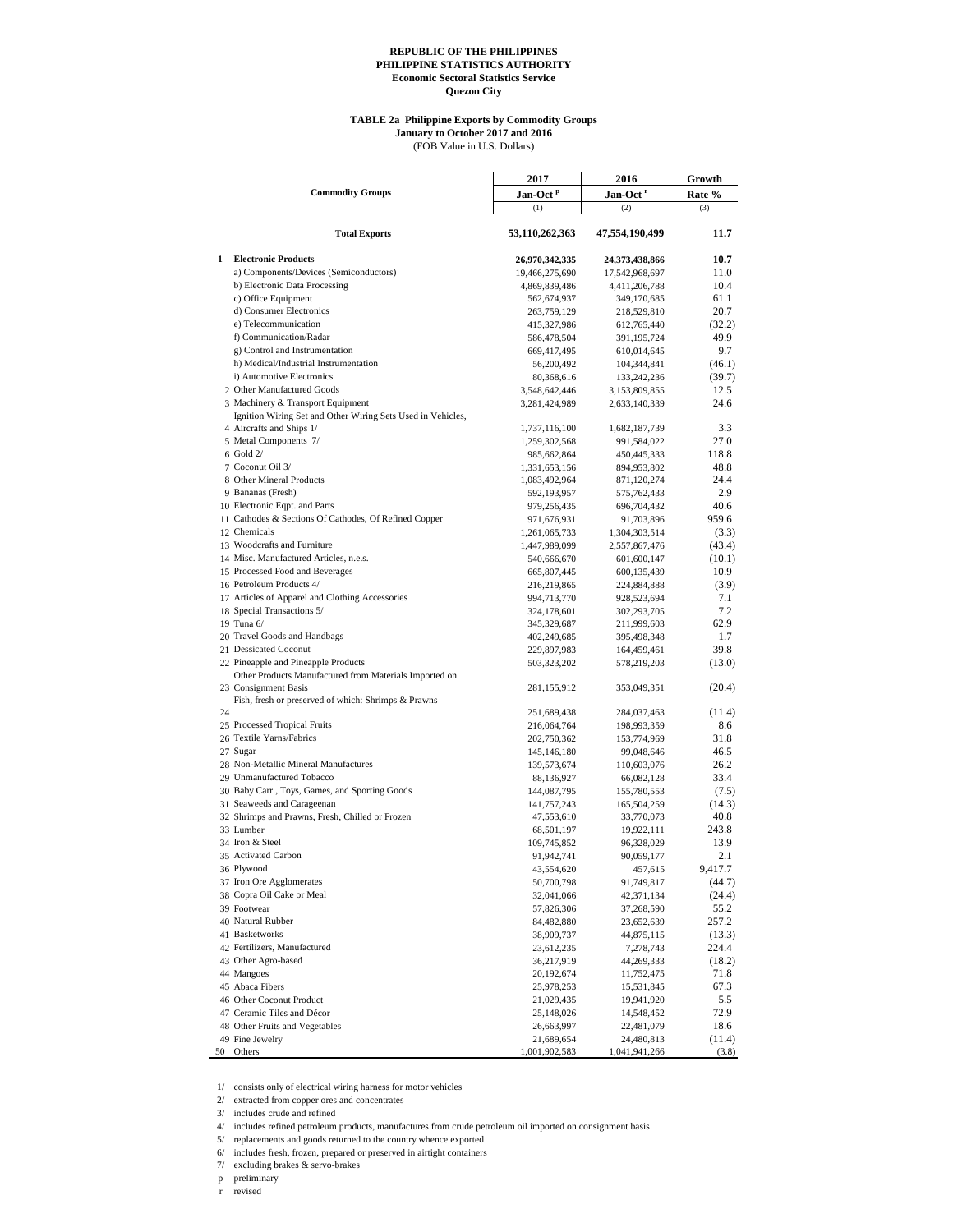**REPUBLIC OF THE PHILIPPINES**
**PHILIPPINE STATISTICS AUTHORITY**
**Economic Sectoral Statistics Service**
**Quezon City**

**TABLE 2a Philippine Exports by Commodity Groups**
**January to October 2017 and 2016**
(FOB Value in U.S. Dollars)

| | Commodity Groups | 2017 Jan-Oct [p] | 2016 Jan-Oct [r] | Growth Rate % |
|---|---|---|---|---|
| | | (1) | (2) | (3) |
| | **Total Exports** | **53,110,262,363** | **47,554,190,499** | **11.7** |
| 1 | **Electronic Products** | **26,970,342,335** | **24,373,438,866** | **10.7** |
| | a) Components/Devices (Semiconductors) | 19,466,275,690 | 17,542,968,697 | 11.0 |
| | b) Electronic Data Processing | 4,869,839,486 | 4,411,206,788 | 10.4 |
| | c) Office Equipment | 562,674,937 | 349,170,685 | 61.1 |
| | d) Consumer Electronics | 263,759,129 | 218,529,810 | 20.7 |
| | e) Telecommunication | 415,327,986 | 612,765,440 | (32.2) |
| | f) Communication/Radar | 586,478,504 | 391,195,724 | 49.9 |
| | g) Control and Instrumentation | 669,417,495 | 610,014,645 | 9.7 |
| | h) Medical/Industrial Instrumentation | 56,200,492 | 104,344,841 | (46.1) |
| | i) Automotive Electronics | 80,368,616 | 133,242,236 | (39.7) |
| 2 | Other Manufactured Goods | 3,548,642,446 | 3,153,809,855 | 12.5 |
| 3 | Machinery & Transport Equipment | 3,281,424,989 | 2,633,140,339 | 24.6 |
| 4 | Ignition Wiring Set and Other Wiring Sets Used in Vehicles, Aircrafts and Ships 1/ | 1,737,116,100 | 1,682,187,739 | 3.3 |
| 5 | Metal Components 7/ | 1,259,302,568 | 991,584,022 | 27.0 |
| 6 | Gold 2/ | 985,662,864 | 450,445,333 | 118.8 |
| 7 | Coconut Oil 3/ | 1,331,653,156 | 894,953,802 | 48.8 |
| 8 | Other Mineral Products | 1,083,492,964 | 871,120,274 | 24.4 |
| 9 | Bananas (Fresh) | 592,193,957 | 575,762,433 | 2.9 |
| 10 | Electronic Eqpt. and Parts | 979,256,435 | 696,704,432 | 40.6 |
| 11 | Cathodes & Sections Of Cathodes, Of Refined Copper | 971,676,931 | 91,703,896 | 959.6 |
| 12 | Chemicals | 1,261,065,733 | 1,304,303,514 | (3.3) |
| 13 | Woodcrafts and Furniture | 1,447,989,099 | 2,557,867,476 | (43.4) |
| 14 | Misc. Manufactured Articles, n.e.s. | 540,666,670 | 601,600,147 | (10.1) |
| 15 | Processed Food and Beverages | 665,807,445 | 600,135,439 | 10.9 |
| 16 | Petroleum Products 4/ | 216,219,865 | 224,884,888 | (3.9) |
| 17 | Articles of Apparel and Clothing Accessories | 994,713,770 | 928,523,694 | 7.1 |
| 18 | Special Transactions 5/ | 324,178,601 | 302,293,705 | 7.2 |
| 19 | Tuna 6/ | 345,329,687 | 211,999,603 | 62.9 |
| 20 | Travel Goods and Handbags | 402,249,685 | 395,498,348 | 1.7 |
| 21 | Dessicated Coconut | 229,897,983 | 164,459,461 | 39.8 |
| 22 | Pineapple and Pineapple Products | 503,323,202 | 578,219,203 | (13.0) |
| 23 | Other Products Manufactured from Materials Imported on Consignment Basis | 281,155,912 | 353,049,351 | (20.4) |
| 24 | Fish, fresh or preserved of which: Shrimps & Prawns | 251,689,438 | 284,037,463 | (11.4) |
| 25 | Processed Tropical Fruits | 216,064,764 | 198,993,359 | 8.6 |
| 26 | Textile Yarns/Fabrics | 202,750,362 | 153,774,969 | 31.8 |
| 27 | Sugar | 145,146,180 | 99,048,646 | 46.5 |
| 28 | Non-Metallic Mineral Manufactures | 139,573,674 | 110,603,076 | 26.2 |
| 29 | Unmanufactured Tobacco | 88,136,927 | 66,082,128 | 33.4 |
| 30 | Baby Carr., Toys, Games, and Sporting Goods | 144,087,795 | 155,780,553 | (7.5) |
| 31 | Seaweeds and Carageenan | 141,757,243 | 165,504,259 | (14.3) |
| 32 | Shrimps and Prawns, Fresh, Chilled or Frozen | 47,553,610 | 33,770,073 | 40.8 |
| 33 | Lumber | 68,501,197 | 19,922,111 | 243.8 |
| 34 | Iron & Steel | 109,745,852 | 96,328,029 | 13.9 |
| 35 | Activated Carbon | 91,942,741 | 90,059,177 | 2.1 |
| 36 | Plywood | 43,554,620 | 457,615 | 9,417.7 |
| 37 | Iron Ore Agglomerates | 50,700,798 | 91,749,817 | (44.7) |
| 38 | Copra Oil Cake or Meal | 32,041,066 | 42,371,134 | (24.4) |
| 39 | Footwear | 57,826,306 | 37,268,590 | 55.2 |
| 40 | Natural Rubber | 84,482,880 | 23,652,639 | 257.2 |
| 41 | Basketworks | 38,909,737 | 44,875,115 | (13.3) |
| 42 | Fertilizers, Manufactured | 23,612,235 | 7,278,743 | 224.4 |
| 43 | Other Agro-based | 36,217,919 | 44,269,333 | (18.2) |
| 44 | Mangoes | 20,192,674 | 11,752,475 | 71.8 |
| 45 | Abaca Fibers | 25,978,253 | 15,531,845 | 67.3 |
| 46 | Other Coconut Product | 21,029,435 | 19,941,920 | 5.5 |
| 47 | Ceramic Tiles and Décor | 25,148,026 | 14,548,452 | 72.9 |
| 48 | Other Fruits and Vegetables | 26,663,997 | 22,481,079 | 18.6 |
| 49 | Fine Jewelry | 21,689,654 | 24,480,813 | (11.4) |
| 50 | Others | 1,001,902,583 | 1,041,941,266 | (3.8) |

1/ consists only of electrical wiring harness for motor vehicles
2/ extracted from copper ores and concentrates
3/ includes crude and refined
4/ includes refined petroleum products, manufactures from crude petroleum oil imported on consignment basis
5/ replacements and goods returned to the country whence exported
6/ includes fresh, frozen, prepared or preserved in airtight containers
7/ excluding brakes & servo-brakes
p preliminary
r revised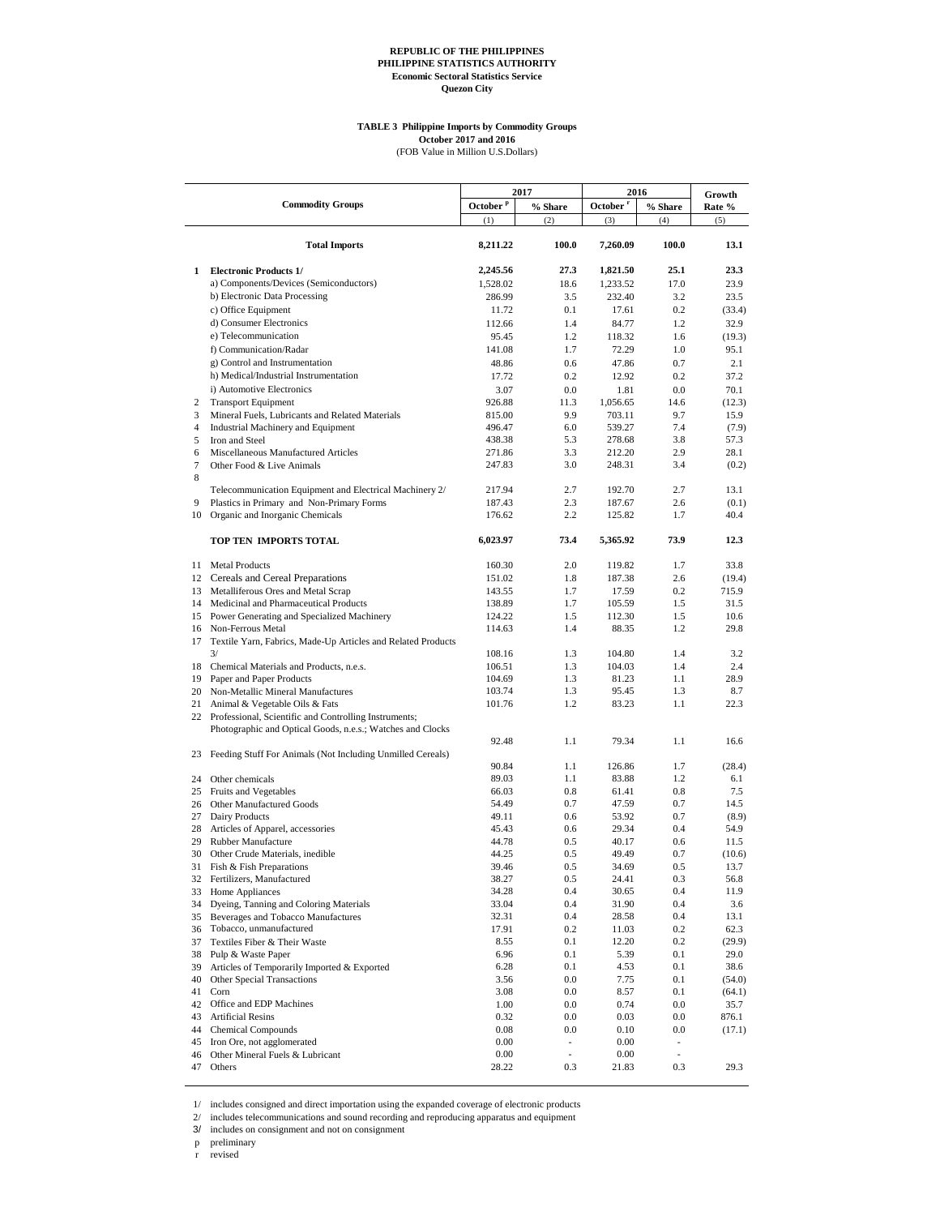**REPUBLIC OF THE PHILIPPINES**
**PHILIPPINE STATISTICS AUTHORITY**
**Economic Sectoral Statistics Service**
**Quezon City**

**TABLE 3 Philippine Imports by Commodity Groups**
**October 2017 and 2016**
(FOB Value in Million U.S.Dollars)

| | Commodity Groups | 2017 | | 2016 | | Growth Rate % |
|---|---|---|---|---|---|---|
| | | October p | % Share | October r | % Share | |
| | | (1) | (2) | (3) | (4) | (5) |
| | **Total Imports** | **8,211.22** | **100.0** | **7,260.09** | **100.0** | **13.1** |
| **1** | **Electronic Products 1/** | **2,245.56** | **27.3** | **1,821.50** | **25.1** | **23.3** |
| | a) Components/Devices (Semiconductors) | 1,528.02 | 18.6 | 1,233.52 | 17.0 | 23.9 |
| | b) Electronic Data Processing | 286.99 | 3.5 | 232.40 | 3.2 | 23.5 |
| | c) Office Equipment | 11.72 | 0.1 | 17.61 | 0.2 | (33.4) |
| | d) Consumer Electronics | 112.66 | 1.4 | 84.77 | 1.2 | 32.9 |
| | e) Telecommunication | 95.45 | 1.2 | 118.32 | 1.6 | (19.3) |
| | f) Communication/Radar | 141.08 | 1.7 | 72.29 | 1.0 | 95.1 |
| | g) Control and Instrumentation | 48.86 | 0.6 | 47.86 | 0.7 | 2.1 |
| | h) Medical/Industrial Instrumentation | 17.72 | 0.2 | 12.92 | 0.2 | 37.2 |
| | i) Automotive Electronics | 3.07 | 0.0 | 1.81 | 0.0 | 70.1 |
| 2 | Transport Equipment | 926.88 | 11.3 | 1,056.65 | 14.6 | (12.3) |
| 3 | Mineral Fuels, Lubricants and Related Materials | 815.00 | 9.9 | 703.11 | 9.7 | 15.9 |
| 4 | Industrial Machinery and Equipment | 496.47 | 6.0 | 539.27 | 7.4 | (7.9) |
| 5 | Iron and Steel | 438.38 | 5.3 | 278.68 | 3.8 | 57.3 |
| 6 | Miscellaneous Manufactured Articles | 271.86 | 3.3 | 212.20 | 2.9 | 28.1 |
| 7 | Other Food & Live Animals | 247.83 | 3.0 | 248.31 | 3.4 | (0.2) |
| 8 | Telecommunication Equipment and Electrical Machinery 2/ | 217.94 | 2.7 | 192.70 | 2.7 | 13.1 |
| 9 | Plastics in Primary and Non-Primary Forms | 187.43 | 2.3 | 187.67 | 2.6 | (0.1) |
| 10 | Organic and Inorganic Chemicals | 176.62 | 2.2 | 125.82 | 1.7 | 40.4 |
| | **TOP TEN IMPORTS TOTAL** | **6,023.97** | **73.4** | **5,365.92** | **73.9** | **12.3** |
| 11 | Metal Products | 160.30 | 2.0 | 119.82 | 1.7 | 33.8 |
| 12 | Cereals and Cereal Preparations | 151.02 | 1.8 | 187.38 | 2.6 | (19.4) |
| 13 | Metalliferous Ores and Metal Scrap | 143.55 | 1.7 | 17.59 | 0.2 | 715.9 |
| 14 | Medicinal and Pharmaceutical Products | 138.89 | 1.7 | 105.59 | 1.5 | 31.5 |
| 15 | Power Generating and Specialized Machinery | 124.22 | 1.5 | 112.30 | 1.5 | 10.6 |
| 16 | Non-Ferrous Metal | 114.63 | 1.4 | 88.35 | 1.2 | 29.8 |
| 17 | Textile Yarn, Fabrics, Made-Up Articles and Related Products 3/ | 108.16 | 1.3 | 104.80 | 1.4 | 3.2 |
| 18 | Chemical Materials and Products, n.e.s. | 106.51 | 1.3 | 104.03 | 1.4 | 2.4 |
| 19 | Paper and Paper Products | 104.69 | 1.3 | 81.23 | 1.1 | 28.9 |
| 20 | Non-Metallic Mineral Manufactures | 103.74 | 1.3 | 95.45 | 1.3 | 8.7 |
| 21 | Animal & Vegetable Oils & Fats | 101.76 | 1.2 | 83.23 | 1.1 | 22.3 |
| 22 | Professional, Scientific and Controlling Instruments; Photographic and Optical Goods, n.e.s.; Watches and Clocks | 92.48 | 1.1 | 79.34 | 1.1 | 16.6 |
| 23 | Feeding Stuff For Animals (Not Including Unmilled Cereals) | 90.84 | 1.1 | 126.86 | 1.7 | (28.4) |
| 24 | Other chemicals | 89.03 | 1.1 | 83.88 | 1.2 | 6.1 |
| 25 | Fruits and Vegetables | 66.03 | 0.8 | 61.41 | 0.8 | 7.5 |
| 26 | Other Manufactured Goods | 54.49 | 0.7 | 47.59 | 0.7 | 14.5 |
| 27 | Dairy Products | 49.11 | 0.6 | 53.92 | 0.7 | (8.9) |
| 28 | Articles of Apparel, accessories | 45.43 | 0.6 | 29.34 | 0.4 | 54.9 |
| 29 | Rubber Manufacture | 44.78 | 0.5 | 40.17 | 0.6 | 11.5 |
| 30 | Other Crude Materials, inedible | 44.25 | 0.5 | 49.49 | 0.7 | (10.6) |
| 31 | Fish & Fish Preparations | 39.46 | 0.5 | 34.69 | 0.5 | 13.7 |
| 32 | Fertilizers, Manufactured | 38.27 | 0.5 | 24.41 | 0.3 | 56.8 |
| 33 | Home Appliances | 34.28 | 0.4 | 30.65 | 0.4 | 11.9 |
| 34 | Dyeing, Tanning and Coloring Materials | 33.04 | 0.4 | 31.90 | 0.4 | 3.6 |
| 35 | Beverages and Tobacco Manufactures | 32.31 | 0.4 | 28.58 | 0.4 | 13.1 |
| 36 | Tobacco, unmanufactured | 17.91 | 0.2 | 11.03 | 0.2 | 62.3 |
| 37 | Textiles Fiber & Their Waste | 8.55 | 0.1 | 12.20 | 0.2 | (29.9) |
| 38 | Pulp & Waste Paper | 6.96 | 0.1 | 5.39 | 0.1 | 29.0 |
| 39 | Articles of Temporarily Imported & Exported | 6.28 | 0.1 | 4.53 | 0.1 | 38.6 |
| 40 | Other Special Transactions | 3.56 | 0.0 | 7.75 | 0.1 | (54.0) |
| 41 | Corn | 3.08 | 0.0 | 8.57 | 0.1 | (64.1) |
| 42 | Office and EDP Machines | 1.00 | 0.0 | 0.74 | 0.0 | 35.7 |
| 43 | Artificial Resins | 0.32 | 0.0 | 0.03 | 0.0 | 876.1 |
| 44 | Chemical Compounds | 0.08 | 0.0 | 0.10 | 0.0 | (17.1) |
| 45 | Iron Ore, not agglomerated | 0.00 | - | 0.00 | - | |
| 46 | Other Mineral Fuels & Lubricant | 0.00 | - | 0.00 | - | |
| 47 | Others | 28.22 | 0.3 | 21.83 | 0.3 | 29.3 |

1/ includes consigned and direct importation using the expanded coverage of electronic products
2/ includes telecommunications and sound recording and reproducing apparatus and equipment
3/ includes on consignment and not on consignment
p preliminary
r revised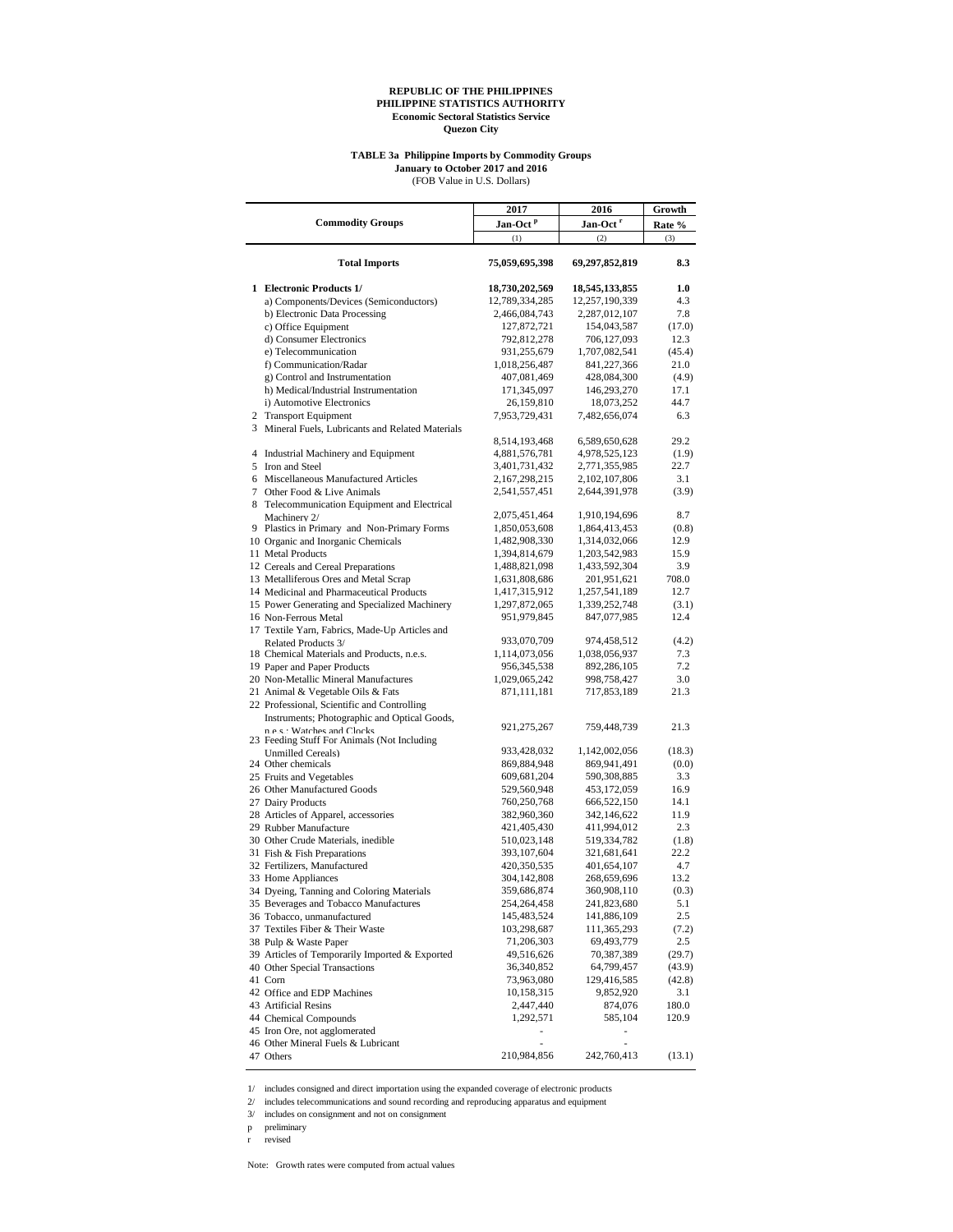**REPUBLIC OF THE PHILIPPINES**
**PHILIPPINE STATISTICS AUTHORITY**
**Economic Sectoral Statistics Service**
**Quezon City**

**TABLE 3a Philippine Imports by Commodity Groups**
**January to October 2017 and 2016**
(FOB Value in U.S. Dollars)

| Commodity Groups | 2017 Jan-Oct [p] | 2016 Jan-Oct [r] | Growth Rate % |
|---|---|---|---|
| | (1) | (2) | (3) |
| **Total Imports** | **75,059,695,398** | **69,297,852,819** | **8.3** |
| **1 Electronic Products 1/** | **18,730,202,569** | **18,545,133,855** | **1.0** |
| a) Components/Devices (Semiconductors) | 12,789,334,285 | 12,257,190,339 | 4.3 |
| b) Electronic Data Processing | 2,466,084,743 | 2,287,012,107 | 7.8 |
| c) Office Equipment | 127,872,721 | 154,043,587 | (17.0) |
| d) Consumer Electronics | 792,812,278 | 706,127,093 | 12.3 |
| e) Telecommunication | 931,255,679 | 1,707,082,541 | (45.4) |
| f) Communication/Radar | 1,018,256,487 | 841,227,366 | 21.0 |
| g) Control and Instrumentation | 407,081,469 | 428,084,300 | (4.9) |
| h) Medical/Industrial Instrumentation | 171,345,097 | 146,293,270 | 17.1 |
| i) Automotive Electronics | 26,159,810 | 18,073,252 | 44.7 |
| 2 Transport Equipment | 7,953,729,431 | 7,482,656,074 | 6.3 |
| 3 Mineral Fuels, Lubricants and Related Materials | 8,514,193,468 | 6,589,650,628 | 29.2 |
| 4 Industrial Machinery and Equipment | 4,881,576,781 | 4,978,525,123 | (1.9) |
| 5 Iron and Steel | 3,401,731,432 | 2,771,355,985 | 22.7 |
| 6 Miscellaneous Manufactured Articles | 2,167,298,215 | 2,102,107,806 | 3.1 |
| 7 Other Food & Live Animals | 2,541,557,451 | 2,644,391,978 | (3.9) |
| 8 Telecommunication Equipment and Electrical Machinery 2/ | 2,075,451,464 | 1,910,194,696 | 8.7 |
| 9 Plastics in Primary and Non-Primary Forms | 1,850,053,608 | 1,864,413,453 | (0.8) |
| 10 Organic and Inorganic Chemicals | 1,482,908,330 | 1,314,032,066 | 12.9 |
| 11 Metal Products | 1,394,814,679 | 1,203,542,983 | 15.9 |
| 12 Cereals and Cereal Preparations | 1,488,821,098 | 1,433,592,304 | 3.9 |
| 13 Metalliferous Ores and Metal Scrap | 1,631,808,686 | 201,951,621 | 708.0 |
| 14 Medicinal and Pharmaceutical Products | 1,417,315,912 | 1,257,541,189 | 12.7 |
| 15 Power Generating and Specialized Machinery | 1,297,872,065 | 1,339,252,748 | (3.1) |
| 16 Non-Ferrous Metal | 951,979,845 | 847,077,985 | 12.4 |
| 17 Textile Yarn, Fabrics, Made-Up Articles and Related Products 3/ | 933,070,709 | 974,458,512 | (4.2) |
| 18 Chemical Materials and Products, n.e.s. | 1,114,073,056 | 1,038,056,937 | 7.3 |
| 19 Paper and Paper Products | 956,345,538 | 892,286,105 | 7.2 |
| 20 Non-Metallic Mineral Manufactures | 1,029,065,242 | 998,758,427 | 3.0 |
| 21 Animal & Vegetable Oils & Fats | 871,111,181 | 717,853,189 | 21.3 |
| 22 Professional, Scientific and Controlling Instruments; Photographic and Optical Goods, n.e.s.; Watches and Clocks | 921,275,267 | 759,448,739 | 21.3 |
| 23 Feeding Stuff For Animals (Not Including Unmilled Cereals) | 933,428,032 | 1,142,002,056 | (18.3) |
| 24 Other chemicals | 869,884,948 | 869,941,491 | (0.0) |
| 25 Fruits and Vegetables | 609,681,204 | 590,308,885 | 3.3 |
| 26 Other Manufactured Goods | 529,560,948 | 453,172,059 | 16.9 |
| 27 Dairy Products | 760,250,768 | 666,522,150 | 14.1 |
| 28 Articles of Apparel, accessories | 382,960,360 | 342,146,622 | 11.9 |
| 29 Rubber Manufacture | 421,405,430 | 411,994,012 | 2.3 |
| 30 Other Crude Materials, inedible | 510,023,148 | 519,334,782 | (1.8) |
| 31 Fish & Fish Preparations | 393,107,604 | 321,681,641 | 22.2 |
| 32 Fertilizers, Manufactured | 420,350,535 | 401,654,107 | 4.7 |
| 33 Home Appliances | 304,142,808 | 268,659,696 | 13.2 |
| 34 Dyeing, Tanning and Coloring Materials | 359,686,874 | 360,908,110 | (0.3) |
| 35 Beverages and Tobacco Manufactures | 254,264,458 | 241,823,680 | 5.1 |
| 36 Tobacco, unmanufactured | 145,483,524 | 141,886,109 | 2.5 |
| 37 Textiles Fiber & Their Waste | 103,298,687 | 111,365,293 | (7.2) |
| 38 Pulp & Waste Paper | 71,206,303 | 69,493,779 | 2.5 |
| 39 Articles of Temporarily Imported & Exported | 49,516,626 | 70,387,389 | (29.7) |
| 40 Other Special Transactions | 36,340,852 | 64,799,457 | (43.9) |
| 41 Corn | 73,963,080 | 129,416,585 | (42.8) |
| 42 Office and EDP Machines | 10,158,315 | 9,852,920 | 3.1 |
| 43 Artificial Resins | 2,447,440 | 874,076 | 180.0 |
| 44 Chemical Compounds | 1,292,571 | 585,104 | 120.9 |
| 45 Iron Ore, not agglomerated | - | - | |
| 46 Other Mineral Fuels & Lubricant | - | - | |
| 47 Others | 210,984,856 | 242,760,413 | (13.1) |

1/ includes consigned and direct importation using the expanded coverage of electronic products

2/ includes telecommunications and sound recording and reproducing apparatus and equipment

3/ includes on consignment and not on consignment

p preliminary

r revised

Note: Growth rates were computed from actual values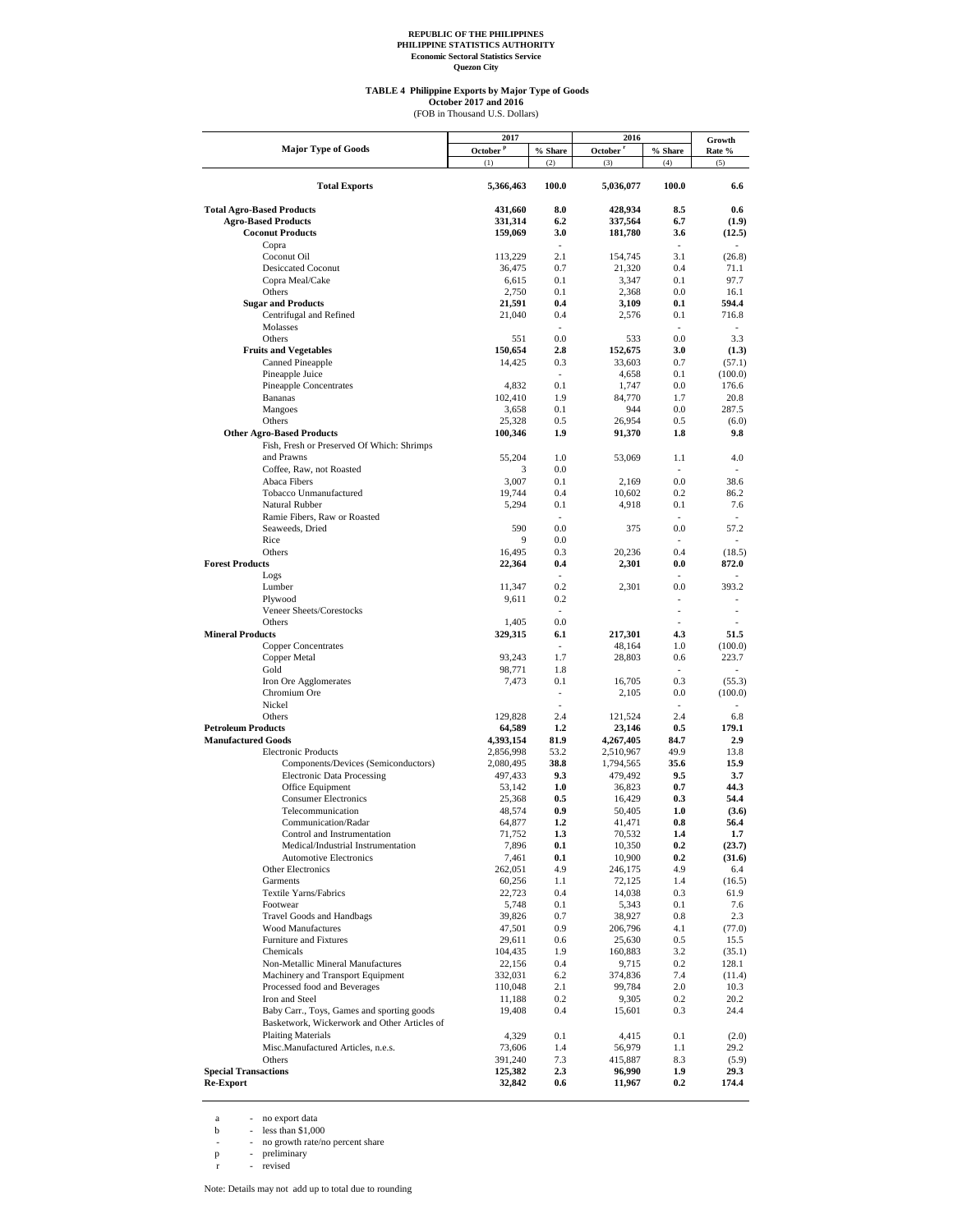**REPUBLIC OF THE PHILIPPINES**
**PHILIPPINE STATISTICS AUTHORITY**
**Economic Sectoral Statistics Service**
**Quezon City**

**TABLE 4 Philippine Exports by Major Type of Goods**
**October 2017 and 2016**
(FOB in Thousand U.S. Dollars)

| Major Type of Goods | 2017 | | 2016 | | Growth Rate % |
|---|---|---|---|---|---|
| | October [p] | % Share | October [r] | % Share | |
| | (1) | (2) | (3) | (4) | (5) |
| **Total Exports** | **5,366,463** | **100.0** | **5,036,077** | **100.0** | **6.6** |
| **Total Agro-Based Products** | **431,660** | **8.0** | **428,934** | **8.5** | **0.6** |
| **Agro-Based Products** | **331,314** | **6.2** | **337,564** | **6.7** | **(1.9)** |
| **Coconut Products** | **159,069** | **3.0** | **181,780** | **3.6** | **(12.5)** |
| Copra | | - | | - | - |
| Coconut Oil | 113,229 | 2.1 | 154,745 | 3.1 | (26.8) |
| Desiccated Coconut | 36,475 | 0.7 | 21,320 | 0.4 | 71.1 |
| Copra Meal/Cake | 6,615 | 0.1 | 3,347 | 0.1 | 97.7 |
| Others | 2,750 | 0.1 | 2,368 | 0.0 | 16.1 |
| **Sugar and Products** | **21,591** | **0.4** | **3,109** | **0.1** | **594.4** |
| Centrifugal and Refined | 21,040 | 0.4 | 2,576 | 0.1 | 716.8 |
| Molasses | | - | | - | - |
| Others | 551 | 0.0 | 533 | 0.0 | 3.3 |
| **Fruits and Vegetables** | **150,654** | **2.8** | **152,675** | **3.0** | **(1.3)** |
| Canned Pineapple | 14,425 | 0.3 | 33,603 | 0.7 | (57.1) |
| Pineapple Juice | | - | 4,658 | 0.1 | (100.0) |
| Pineapple Concentrates | 4,832 | 0.1 | 1,747 | 0.0 | 176.6 |
| Bananas | 102,410 | 1.9 | 84,770 | 1.7 | 20.8 |
| Mangoes | 3,658 | 0.1 | 944 | 0.0 | 287.5 |
| Others | 25,328 | 0.5 | 26,954 | 0.5 | (6.0) |
| **Other Agro-Based Products** | **100,346** | **1.9** | **91,370** | **1.8** | **9.8** |
| Fish, Fresh or Preserved Of Which: Shrimps and Prawns | 55,204 | 1.0 | 53,069 | 1.1 | 4.0 |
| Coffee, Raw, not Roasted | 3 | 0.0 | | - | - |
| Abaca Fibers | 3,007 | 0.1 | 2,169 | 0.0 | 38.6 |
| Tobacco Unmanufactured | 19,744 | 0.4 | 10,602 | 0.2 | 86.2 |
| Natural Rubber | 5,294 | 0.1 | 4,918 | 0.1 | 7.6 |
| Ramie Fibers, Raw or Roasted | | - | | - | - |
| Seaweeds, Dried | 590 | 0.0 | 375 | 0.0 | 57.2 |
| Rice | 9 | 0.0 | | - | - |
| Others | 16,495 | 0.3 | 20,236 | 0.4 | (18.5) |
| **Forest Products** | **22,364** | **0.4** | **2,301** | **0.0** | **872.0** |
| Logs | | - | | - | - |
| Lumber | 11,347 | 0.2 | 2,301 | 0.0 | 393.2 |
| Plywood | 9,611 | 0.2 | | - | - |
| Veneer Sheets/Corestocks | | - | | - | - |
| Others | 1,405 | 0.0 | | - | - |
| **Mineral Products** | **329,315** | **6.1** | **217,301** | **4.3** | **51.5** |
| Copper Concentrates | | - | 48,164 | 1.0 | (100.0) |
| Copper Metal | 93,243 | 1.7 | 28,803 | 0.6 | 223.7 |
| Gold | 98,771 | 1.8 | | - | - |
| Iron Ore Agglomerates | 7,473 | 0.1 | 16,705 | 0.3 | (55.3) |
| Chromium Ore | | - | 2,105 | 0.0 | (100.0) |
| Nickel | | - | | - | - |
| Others | 129,828 | 2.4 | 121,524 | 2.4 | 6.8 |
| **Petroleum Products** | **64,589** | **1.2** | **23,146** | **0.5** | **179.1** |
| **Manufactured Goods** | **4,393,154** | **81.9** | **4,267,405** | **84.7** | **2.9** |
| Electronic Products | 2,856,998 | 53.2 | 2,510,967 | 49.9 | 13.8 |
| Components/Devices (Semiconductors) | 2,080,495 | **38.8** | 1,794,565 | **35.6** | **15.9** |
| Electronic Data Processing | 497,433 | **9.3** | 479,492 | **9.5** | **3.7** |
| Office Equipment | 53,142 | **1.0** | 36,823 | **0.7** | **44.3** |
| Consumer Electronics | 25,368 | **0.5** | 16,429 | **0.3** | **54.4** |
| Telecommunication | 48,574 | **0.9** | 50,405 | **1.0** | **(3.6)** |
| Communication/Radar | 64,877 | **1.2** | 41,471 | **0.8** | **56.4** |
| Control and Instrumentation | 71,752 | **1.3** | 70,532 | **1.4** | **1.7** |
| Medical/Industrial Instrumentation | 7,896 | **0.1** | 10,350 | **0.2** | **(23.7)** |
| Automotive Electronics | 7,461 | **0.1** | 10,900 | **0.2** | **(31.6)** |
| Other Electronics | 262,051 | 4.9 | 246,175 | 4.9 | 6.4 |
| Garments | 60,256 | 1.1 | 72,125 | 1.4 | (16.5) |
| Textile Yarns/Fabrics | 22,723 | 0.4 | 14,038 | 0.3 | 61.9 |
| Footwear | 5,748 | 0.1 | 5,343 | 0.1 | 7.6 |
| Travel Goods and Handbags | 39,826 | 0.7 | 38,927 | 0.8 | 2.3 |
| Wood Manufactures | 47,501 | 0.9 | 206,796 | 4.1 | (77.0) |
| Furniture and Fixtures | 29,611 | 0.6 | 25,630 | 0.5 | 15.5 |
| Chemicals | 104,435 | 1.9 | 160,883 | 3.2 | (35.1) |
| Non-Metallic Mineral Manufactures | 22,156 | 0.4 | 9,715 | 0.2 | 128.1 |
| Machinery and Transport Equipment | 332,031 | 6.2 | 374,836 | 7.4 | (11.4) |
| Processed food and Beverages | 110,048 | 2.1 | 99,784 | 2.0 | 10.3 |
| Iron and Steel | 11,188 | 0.2 | 9,305 | 0.2 | 20.2 |
| Baby Carr., Toys, Games and sporting goods | 19,408 | 0.4 | 15,601 | 0.3 | 24.4 |
| Basketwork, Wickerwork and Other Articles of Plaiting Materials | 4,329 | 0.1 | 4,415 | 0.1 | (2.0) |
| Misc.Manufactured Articles, n.e.s. | 73,606 | 1.4 | 56,979 | 1.1 | 29.2 |
| Others | 391,240 | 7.3 | 415,887 | 8.3 | (5.9) |
| **Special Transactions** | **125,382** | **2.3** | **96,990** | **1.9** | **29.3** |
| **Re-Export** | **32,842** | **0.6** | **11,967** | **0.2** | **174.4** |

a - no export data
b - less than $1,000
\- - no growth rate/no percent share
p - preliminary
r - revised

Note: Details may not add up to total due to rounding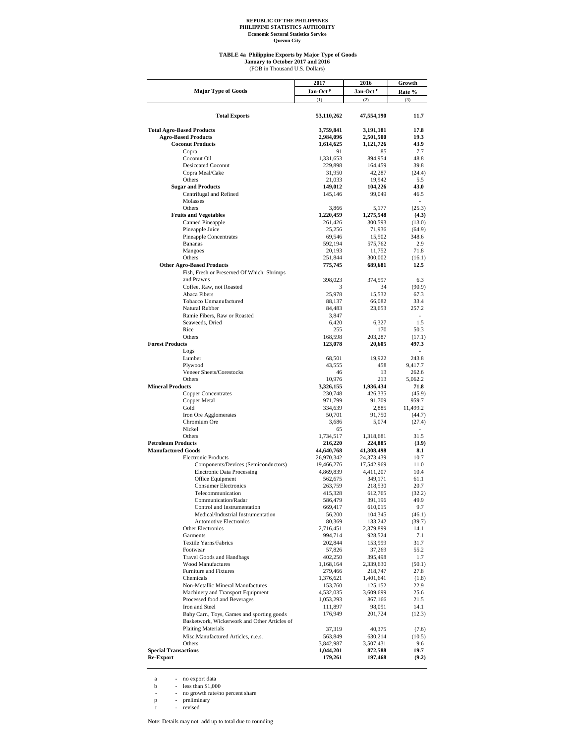**REPUBLIC OF THE PHILIPPINES**
**PHILIPPINE STATISTICS AUTHORITY**
**Economic Sectoral Statistics Service**
**Quezon City**

**TABLE 4a Philippine Exports by Major Type of Goods**
**January to October 2017 and 2016**
(FOB in Thousand U.S. Dollars)

| Major Type of Goods | 2017 Jan-Oct [p] | 2016 Jan-Oct [r] | Growth Rate % |
|---|---|---|---|
| | (1) | (2) | (3) |
| **Total Exports** | **53,110,262** | **47,554,190** | **11.7** |
| **Total Agro-Based Products** | **3,759,841** | **3,191,181** | **17.8** |
| **Agro-Based Products** | **2,984,096** | **2,501,500** | **19.3** |
| **Coconut Products** | **1,614,625** | **1,121,726** | **43.9** |
| Copra | 91 | 85 | 7.7 |
| Coconut Oil | 1,331,653 | 894,954 | 48.8 |
| Desiccated Coconut | 229,898 | 164,459 | 39.8 |
| Copra Meal/Cake | 31,950 | 42,287 | (24.4) |
| Others | 21,033 | 19,942 | 5.5 |
| **Sugar and Products** | **149,012** | **104,226** | **43.0** |
| Centrifugal and Refined | 145,146 | 99,049 | 46.5 |
| Molasses | | | - |
| Others | 3,866 | 5,177 | (25.3) |
| **Fruits and Vegetables** | **1,220,459** | **1,275,548** | **(4.3)** |
| Canned Pineapple | 261,426 | 300,593 | (13.0) |
| Pineapple Juice | 25,256 | 71,936 | (64.9) |
| Pineapple Concentrates | 69,546 | 15,502 | 348.6 |
| Bananas | 592,194 | 575,762 | 2.9 |
| Mangoes | 20,193 | 11,752 | 71.8 |
| Others | 251,844 | 300,002 | (16.1) |
| **Other Agro-Based Products** | **775,745** | **689,681** | **12.5** |
| Fish, Fresh or Preserved Of Which: Shrimps and Prawns | 398,023 | 374,597 | 6.3 |
| Coffee, Raw, not Roasted | 3 | 34 | (90.9) |
| Abaca Fibers | 25,978 | 15,532 | 67.3 |
| Tobacco Unmanufactured | 88,137 | 66,082 | 33.4 |
| Natural Rubber | 84,483 | 23,653 | 257.2 |
| Ramie Fibers, Raw or Roasted | 3,847 | | - |
| Seaweeds, Dried | 6,420 | 6,327 | 1.5 |
| Rice | 255 | 170 | 50.3 |
| Others | 168,598 | 203,287 | (17.1) |
| **Forest Products** | **123,078** | **20,605** | **497.3** |
| Logs | | | - |
| Lumber | 68,501 | 19,922 | 243.8 |
| Plywood | 43,555 | 458 | 9,417.7 |
| Veneer Sheets/Corestocks | 46 | 13 | 262.6 |
| Others | 10,976 | 213 | 5,062.2 |
| **Mineral Products** | **3,326,155** | **1,936,434** | **71.8** |
| Copper Concentrates | 230,748 | 426,335 | (45.9) |
| Copper Metal | 971,799 | 91,709 | 959.7 |
| Gold | 334,639 | 2,885 | 11,499.2 |
| Iron Ore Agglomerates | 50,701 | 91,750 | (44.7) |
| Chromium Ore | 3,686 | 5,074 | (27.4) |
| Nickel | 65 | | - |
| Others | 1,734,517 | 1,318,681 | 31.5 |
| **Petroleum Products** | **216,220** | **224,885** | **(3.9)** |
| **Manufactured Goods** | **44,640,768** | **41,308,498** | **8.1** |
| Electronic Products | 26,970,342 | 24,373,439 | 10.7 |
| Components/Devices (Semiconductors) | 19,466,276 | 17,542,969 | 11.0 |
| Electronic Data Processing | 4,869,839 | 4,411,207 | 10.4 |
| Office Equipment | 562,675 | 349,171 | 61.1 |
| Consumer Electronics | 263,759 | 218,530 | 20.7 |
| Telecommunication | 415,328 | 612,765 | (32.2) |
| Communication/Radar | 586,479 | 391,196 | 49.9 |
| Control and Instrumentation | 669,417 | 610,015 | 9.7 |
| Medical/Industrial Instrumentation | 56,200 | 104,345 | (46.1) |
| Automotive Electronics | 80,369 | 133,242 | (39.7) |
| Other Electronics | 2,716,451 | 2,379,899 | 14.1 |
| Garments | 994,714 | 928,524 | 7.1 |
| Textile Yarns/Fabrics | 202,844 | 153,999 | 31.7 |
| Footwear | 57,826 | 37,269 | 55.2 |
| Travel Goods and Handbags | 402,250 | 395,498 | 1.7 |
| Wood Manufactures | 1,168,164 | 2,339,630 | (50.1) |
| Furniture and Fixtures | 279,466 | 218,747 | 27.8 |
| Chemicals | 1,376,621 | 1,401,641 | (1.8) |
| Non-Metallic Mineral Manufactures | 153,760 | 125,152 | 22.9 |
| Machinery and Transport Equipment | 4,532,035 | 3,609,699 | 25.6 |
| Processed food and Beverages | 1,053,293 | 867,166 | 21.5 |
| Iron and Steel | 111,897 | 98,091 | 14.1 |
| Baby Carr., Toys, Games and sporting goods | 176,949 | 201,724 | (12.3) |
| Basketwork, Wickerwork and Other Articles of Plaiting Materials | 37,319 | 40,375 | (7.6) |
| Misc.Manufactured Articles, n.e.s. | 563,849 | 630,214 | (10.5) |
| Others | 3,842,987 | 3,507,431 | 9.6 |
| **Special Transactions** | **1,044,201** | **872,588** | **19.7** |
| **Re-Export** | **179,261** | **197,468** | **(9.2)** |

a - no export data
b - less than $1,000
- - no growth rate/no percent share
p - preliminary
r - revised

Note: Details may not add up to total due to rounding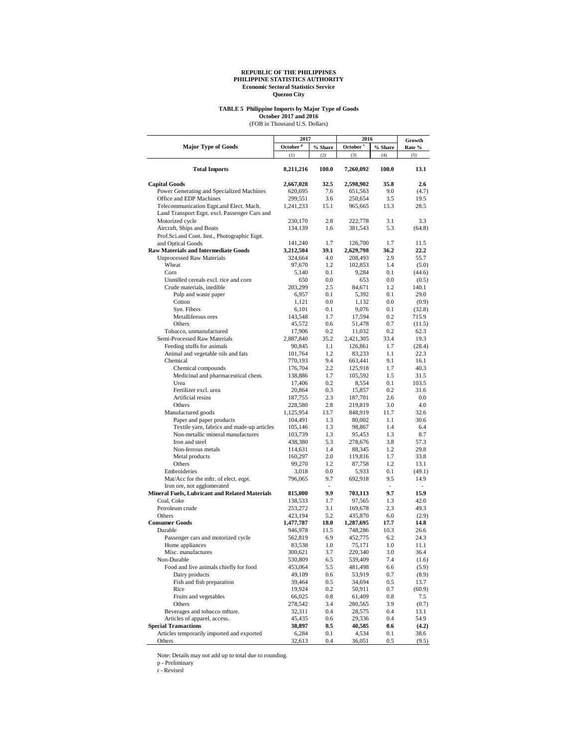**REPUBLIC OF THE PHILIPPINES**
**PHILIPPINE STATISTICS AUTHORITY**
**Economic Sectoral Statistics Service**
**Quezon City**

**TABLE 5 Philippine Imports by Major Type of Goods**
**October 2017 and 2016**
(FOB in Thousand U.S. Dollars)

| Major Type of Goods | 2017 | | 2016 | | Growth Rate % |
|---|---|---|---|---|---|
| | October [p] | % Share | October [r] | % Share | |
| | (1) | (2) | (3) | (4) | (5) |
| **Total Imports** | **8,211,216** | **100.0** | **7,260,092** | **100.0** | **13.1** |
| **Capital Goods** | **2,667,028** | **32.5** | **2,598,902** | **35.8** | **2.6** |
| Power Generating and Specialized Machines | 620,695 | 7.6 | 651,563 | 9.0 | (4.7) |
| Office and EDP Machines | 299,551 | 3.6 | 250,654 | 3.5 | 19.5 |
| Telecommunication Eqpt.and Elect. Mach. | 1,241,233 | 15.1 | 965,665 | 13.3 | 28.5 |
| Land Transport Eqpt. excl. Passenger Cars and Motorized cycle | 230,170 | 2.8 | 222,778 | 3.1 | 3.3 |
| Aircraft, Ships and Boats | 134,139 | 1.6 | 381,543 | 5.3 | (64.8) |
| Prof.Sci.and Cont. Inst., Photographic Eqpt. and Optical Goods | 141,240 | 1.7 | 126,700 | 1.7 | 11.5 |
| **Raw Materials and Intermediate Goods** | **3,212,504** | **39.1** | **2,629,798** | **36.2** | **22.2** |
| Unprocessed Raw Materials | 324,664 | 4.0 | 208,493 | 2.9 | 55.7 |
| Wheat | 97,670 | 1.2 | 102,853 | 1.4 | (5.0) |
| Corn | 5,140 | 0.1 | 9,284 | 0.1 | (44.6) |
| Unmilled cereals excl. rice and corn | 650 | 0.0 | 653 | 0.0 | (0.5) |
| Crude materials, inedible | 203,299 | 2.5 | 84,671 | 1.2 | 140.1 |
| Pulp and waste paper | 6,957 | 0.1 | 5,392 | 0.1 | 29.0 |
| Cotton | 1,121 | 0.0 | 1,132 | 0.0 | (0.9) |
| Syn. Fibers | 6,101 | 0.1 | 9,076 | 0.1 | (32.8) |
| Metalliferous ores | 143,548 | 1.7 | 17,594 | 0.2 | 715.9 |
| Others | 45,572 | 0.6 | 51,478 | 0.7 | (11.5) |
| Tobacco, unmanufactured | 17,906 | 0.2 | 11,032 | 0.2 | 62.3 |
| Semi-Processed Raw Materials | 2,887,840 | 35.2 | 2,421,305 | 33.4 | 19.3 |
| Feeding stuffs for animals | 90,845 | 1.1 | 126,861 | 1.7 | (28.4) |
| Animal and vegetable oils and fats | 101,764 | 1.2 | 83,233 | 1.1 | 22.3 |
| Chemical | 770,193 | 9.4 | 663,441 | 9.1 | 16.1 |
| Chemical compounds | 176,704 | 2.2 | 125,918 | 1.7 | 40.3 |
| Medicinal and pharmaceutical chem. | 138,886 | 1.7 | 105,592 | 1.5 | 31.5 |
| Urea | 17,406 | 0.2 | 8,554 | 0.1 | 103.5 |
| Fertilizer excl. urea | 20,864 | 0.3 | 15,857 | 0.2 | 31.6 |
| Artificial resins | 187,755 | 2.3 | 187,701 | 2.6 | 0.0 |
| Others | 228,580 | 2.8 | 219,819 | 3.0 | 4.0 |
| Manufactured goods | 1,125,954 | 13.7 | 848,919 | 11.7 | 32.6 |
| Paper and paper products | 104,491 | 1.3 | 80,002 | 1.1 | 30.6 |
| Textile yarn, fabrics and made-up articles | 105,146 | 1.3 | 98,867 | 1.4 | 6.4 |
| Non-metallic mineral manufactures | 103,739 | 1.3 | 95,453 | 1.3 | 8.7 |
| Iron and steel | 438,380 | 5.3 | 278,676 | 3.8 | 57.3 |
| Non-ferrous metals | 114,631 | 1.4 | 88,345 | 1.2 | 29.8 |
| Metal products | 160,297 | 2.0 | 119,816 | 1.7 | 33.8 |
| Others | 99,270 | 1.2 | 87,758 | 1.2 | 13.1 |
| Embroideries | 3,018 | 0.0 | 5,933 | 0.1 | (49.1) |
| Mat/Acc for the mftr. of elect. eqpt. | 796,065 | 9.7 | 692,918 | 9.5 | 14.9 |
| Iron ore, not agglomerated | | - | | - | - |
| **Mineral Fuels, Lubricant and Related Materials** | **815,000** | **9.9** | **703,113** | **9.7** | **15.9** |
| Coal, Coke | 138,533 | 1.7 | 97,565 | 1.3 | 42.0 |
| Petroleum crude | 253,272 | 3.1 | 169,678 | 2.3 | 49.3 |
| Others | 423,194 | 5.2 | 435,870 | 6.0 | (2.9) |
| **Consumer Goods** | **1,477,787** | **18.0** | **1,287,695** | **17.7** | **14.8** |
| Durable | 946,978 | 11.5 | 748,286 | 10.3 | 26.6 |
| Passenger cars and motorized cycle | 562,819 | 6.9 | 452,775 | 6.2 | 24.3 |
| Home appliances | 83,538 | 1.0 | 75,171 | 1.0 | 11.1 |
| Misc. manufactures | 300,621 | 3.7 | 220,340 | 3.0 | 36.4 |
| Non-Durable | 530,809 | 6.5 | 539,409 | 7.4 | (1.6) |
| Food and live animals chiefly for food | 453,064 | 5.5 | 481,498 | 6.6 | (5.9) |
| Dairy products | 49,109 | 0.6 | 53,919 | 0.7 | (8.9) |
| Fish and fish preparation | 39,464 | 0.5 | 34,694 | 0.5 | 13.7 |
| Rice | 19,924 | 0.2 | 50,911 | 0.7 | (60.9) |
| Fruits and vegetables | 66,025 | 0.8 | 61,409 | 0.8 | 7.5 |
| Others | 278,542 | 3.4 | 280,565 | 3.9 | (0.7) |
| Beverages and tobacco mfture. | 32,311 | 0.4 | 28,575 | 0.4 | 13.1 |
| Articles of apparel, access. | 45,435 | 0.6 | 29,336 | 0.4 | 54.9 |
| **Special Transactions** | **38,897** | **0.5** | **40,585** | **0.6** | **(4.2)** |
| Articles temporarily imported and exported | 6,284 | 0.1 | 4,534 | 0.1 | 38.6 |
| Others | 32,613 | 0.4 | 36,051 | 0.5 | (9.5) |

Note: Details may not add up to total due to rounding.

p - Preliminary

r - Revised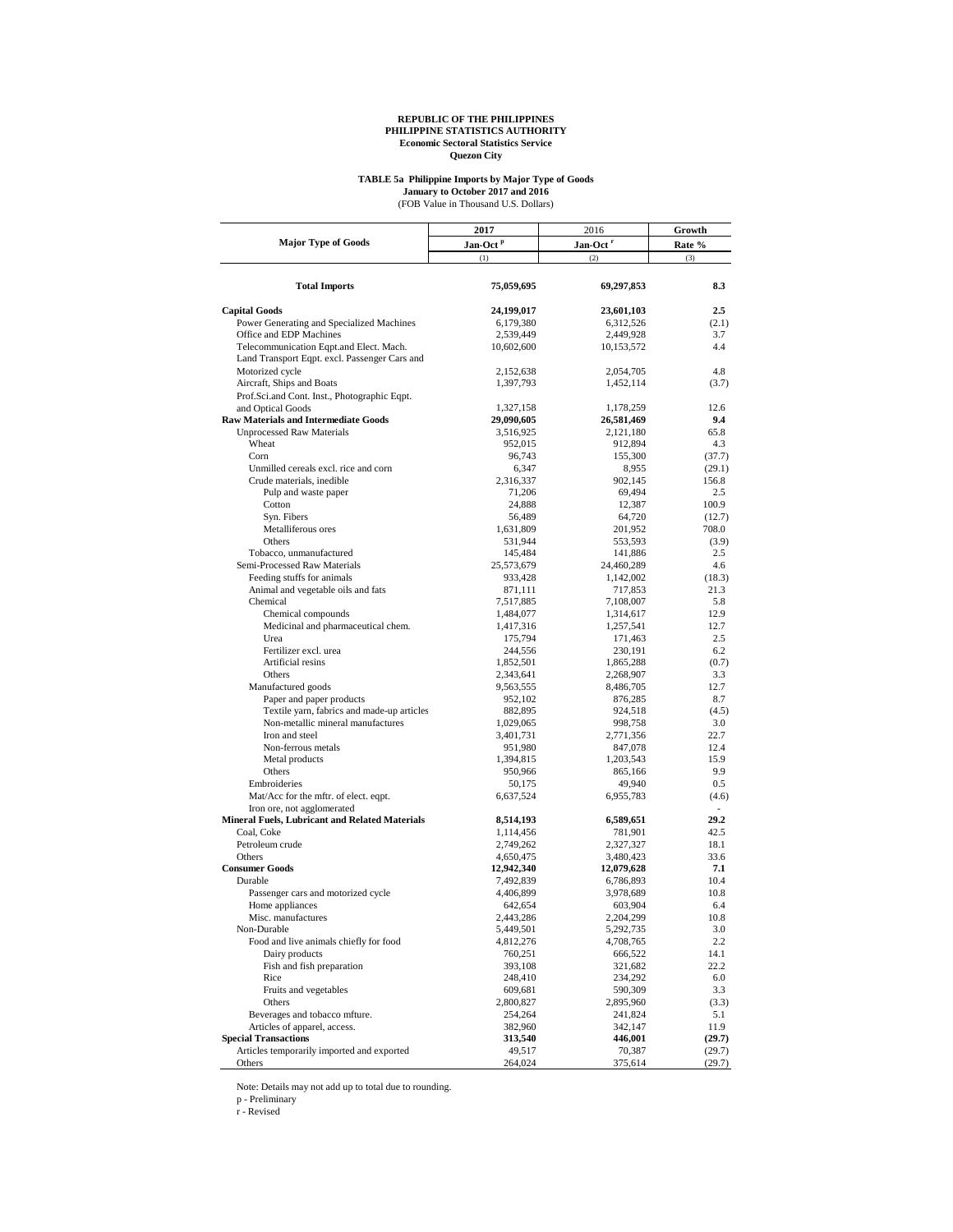**REPUBLIC OF THE PHILIPPINES**
**PHILIPPINE STATISTICS AUTHORITY**
**Economic Sectoral Statistics Service**
**Quezon City**

**TABLE 5a Philippine Imports by Major Type of Goods**
**January to October 2017 and 2016**
(FOB Value in Thousand U.S. Dollars)

| Major Type of Goods | 2017 Jan-Oct p | 2016 Jan-Oct r | Growth Rate % |
|---|---|---|---|
| | (1) | (2) | (3) |
| **Total Imports** | **75,059,695** | **69,297,853** | **8.3** |
| **Capital Goods** | **24,199,017** | **23,601,103** | **2.5** |
| Power Generating and Specialized Machines | 6,179,380 | 6,312,526 | (2.1) |
| Office and EDP Machines | 2,539,449 | 2,449,928 | 3.7 |
| Telecommunication Eqpt.and Elect. Mach. | 10,602,600 | 10,153,572 | 4.4 |
| Land Transport Eqpt. excl. Passenger Cars and Motorized cycle | 2,152,638 | 2,054,705 | 4.8 |
| Aircraft, Ships and Boats | 1,397,793 | 1,452,114 | (3.7) |
| Prof.Sci.and Cont. Inst., Photographic Eqpt. and Optical Goods | 1,327,158 | 1,178,259 | 12.6 |
| **Raw Materials and Intermediate Goods** | **29,090,605** | **26,581,469** | **9.4** |
| Unprocessed Raw Materials | 3,516,925 | 2,121,180 | 65.8 |
| Wheat | 952,015 | 912,894 | 4.3 |
| Corn | 96,743 | 155,300 | (37.7) |
| Unmilled cereals excl. rice and corn | 6,347 | 8,955 | (29.1) |
| Crude materials, inedible | 2,316,337 | 902,145 | 156.8 |
| Pulp and waste paper | 71,206 | 69,494 | 2.5 |
| Cotton | 24,888 | 12,387 | 100.9 |
| Syn. Fibers | 56,489 | 64,720 | (12.7) |
| Metalliferous ores | 1,631,809 | 201,952 | 708.0 |
| Others | 531,944 | 553,593 | (3.9) |
| Tobacco, unmanufactured | 145,484 | 141,886 | 2.5 |
| Semi-Processed Raw Materials | 25,573,679 | 24,460,289 | 4.6 |
| Feeding stuffs for animals | 933,428 | 1,142,002 | (18.3) |
| Animal and vegetable oils and fats | 871,111 | 717,853 | 21.3 |
| Chemical | 7,517,885 | 7,108,007 | 5.8 |
| Chemical compounds | 1,484,077 | 1,314,617 | 12.9 |
| Medicinal and pharmaceutical chem. | 1,417,316 | 1,257,541 | 12.7 |
| Urea | 175,794 | 171,463 | 2.5 |
| Fertilizer excl. urea | 244,556 | 230,191 | 6.2 |
| Artificial resins | 1,852,501 | 1,865,288 | (0.7) |
| Others | 2,343,641 | 2,268,907 | 3.3 |
| Manufactured goods | 9,563,555 | 8,486,705 | 12.7 |
| Paper and paper products | 952,102 | 876,285 | 8.7 |
| Textile yarn, fabrics and made-up articles | 882,895 | 924,518 | (4.5) |
| Non-metallic mineral manufactures | 1,029,065 | 998,758 | 3.0 |
| Iron and steel | 3,401,731 | 2,771,356 | 22.7 |
| Non-ferrous metals | 951,980 | 847,078 | 12.4 |
| Metal products | 1,394,815 | 1,203,543 | 15.9 |
| Others | 950,966 | 865,166 | 9.9 |
| Embroideries | 50,175 | 49,940 | 0.5 |
| Mat/Acc for the mftr. of elect. eqpt. | 6,637,524 | 6,955,783 | (4.6) |
| Iron ore, not agglomerated | | | - |
| **Mineral Fuels, Lubricant and Related Materials** | **8,514,193** | **6,589,651** | **29.2** |
| Coal, Coke | 1,114,456 | 781,901 | 42.5 |
| Petroleum crude | 2,749,262 | 2,327,327 | 18.1 |
| Others | 4,650,475 | 3,480,423 | 33.6 |
| **Consumer Goods** | **12,942,340** | **12,079,628** | **7.1** |
| Durable | 7,492,839 | 6,786,893 | 10.4 |
| Passenger cars and motorized cycle | 4,406,899 | 3,978,689 | 10.8 |
| Home appliances | 642,654 | 603,904 | 6.4 |
| Misc. manufactures | 2,443,286 | 2,204,299 | 10.8 |
| Non-Durable | 5,449,501 | 5,292,735 | 3.0 |
| Food and live animals chiefly for food | 4,812,276 | 4,708,765 | 2.2 |
| Dairy products | 760,251 | 666,522 | 14.1 |
| Fish and fish preparation | 393,108 | 321,682 | 22.2 |
| Rice | 248,410 | 234,292 | 6.0 |
| Fruits and vegetables | 609,681 | 590,309 | 3.3 |
| Others | 2,800,827 | 2,895,960 | (3.3) |
| Beverages and tobacco mfture. | 254,264 | 241,824 | 5.1 |
| Articles of apparel, access. | 382,960 | 342,147 | 11.9 |
| **Special Transactions** | **313,540** | **446,001** | **(29.7)** |
| Articles temporarily imported and exported | 49,517 | 70,387 | (29.7) |
| Others | 264,024 | 375,614 | (29.7) |

Note: Details may not add up to total due to rounding.

p - Preliminary

r - Revised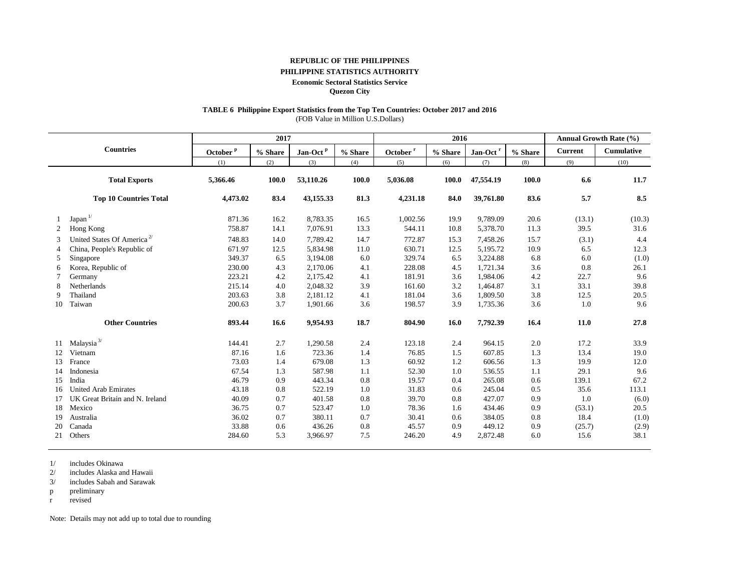**REPUBLIC OF THE PHILIPPINES**

**PHILIPPINE STATISTICS AUTHORITY**

**Economic Sectoral Statistics Service**

**Quezon City**

**TABLE 6 Philippine Export Statistics from the Top Ten Countries: October 2017 and 2016**

(FOB Value in Million U.S.Dollars)

| | Countries | 2017 | | | | 2016 | | | | Annual Growth Rate (%) | |
|---|---|---|---|---|---|---|---|---|---|---|---|
| | | October [p] | % Share | Jan-Oct [p] | % Share | October [r] | % Share | Jan-Oct [r] | % Share | Current | Cumulative |
| | | (1) | (2) | (3) | (4) | (5) | (6) | (7) | (8) | (9) | (10) |
| | **Total Exports** | **5,366.46** | **100.0** | **53,110.26** | **100.0** | **5,036.08** | **100.0** | **47,554.19** | **100.0** | **6.6** | **11.7** |
| | **Top 10 Countries Total** | **4,473.02** | **83.4** | **43,155.33** | **81.3** | **4,231.18** | **84.0** | **39,761.80** | **83.6** | **5.7** | **8.5** |
| 1 | Japan [1/] | 871.36 | 16.2 | 8,783.35 | 16.5 | 1,002.56 | 19.9 | 9,789.09 | 20.6 | (13.1) | (10.3) |
| 2 | Hong Kong | 758.87 | 14.1 | 7,076.91 | 13.3 | 544.11 | 10.8 | 5,378.70 | 11.3 | 39.5 | 31.6 |
| 3 | United States Of America [2/] | 748.83 | 14.0 | 7,789.42 | 14.7 | 772.87 | 15.3 | 7,458.26 | 15.7 | (3.1) | 4.4 |
| 4 | China, People's Republic of | 671.97 | 12.5 | 5,834.98 | 11.0 | 630.71 | 12.5 | 5,195.72 | 10.9 | 6.5 | 12.3 |
| 5 | Singapore | 349.37 | 6.5 | 3,194.08 | 6.0 | 329.74 | 6.5 | 3,224.88 | 6.8 | 6.0 | (1.0) |
| 6 | Korea, Republic of | 230.00 | 4.3 | 2,170.06 | 4.1 | 228.08 | 4.5 | 1,721.34 | 3.6 | 0.8 | 26.1 |
| 7 | Germany | 223.21 | 4.2 | 2,175.42 | 4.1 | 181.91 | 3.6 | 1,984.06 | 4.2 | 22.7 | 9.6 |
| 8 | Netherlands | 215.14 | 4.0 | 2,048.32 | 3.9 | 161.60 | 3.2 | 1,464.87 | 3.1 | 33.1 | 39.8 |
| 9 | Thailand | 203.63 | 3.8 | 2,181.12 | 4.1 | 181.04 | 3.6 | 1,809.50 | 3.8 | 12.5 | 20.5 |
| 10 | Taiwan | 200.63 | 3.7 | 1,901.66 | 3.6 | 198.57 | 3.9 | 1,735.36 | 3.6 | 1.0 | 9.6 |
| | **Other Countries** | **893.44** | **16.6** | **9,954.93** | **18.7** | **804.90** | **16.0** | **7,792.39** | **16.4** | **11.0** | **27.8** |
| 11 | Malaysia [3/] | 144.41 | 2.7 | 1,290.58 | 2.4 | 123.18 | 2.4 | 964.15 | 2.0 | 17.2 | 33.9 |
| 12 | Vietnam | 87.16 | 1.6 | 723.36 | 1.4 | 76.85 | 1.5 | 607.85 | 1.3 | 13.4 | 19.0 |
| 13 | France | 73.03 | 1.4 | 679.08 | 1.3 | 60.92 | 1.2 | 606.56 | 1.3 | 19.9 | 12.0 |
| 14 | Indonesia | 67.54 | 1.3 | 587.98 | 1.1 | 52.30 | 1.0 | 536.55 | 1.1 | 29.1 | 9.6 |
| 15 | India | 46.79 | 0.9 | 443.34 | 0.8 | 19.57 | 0.4 | 265.08 | 0.6 | 139.1 | 67.2 |
| 16 | United Arab Emirates | 43.18 | 0.8 | 522.19 | 1.0 | 31.83 | 0.6 | 245.04 | 0.5 | 35.6 | 113.1 |
| 17 | UK Great Britain and N. Ireland | 40.09 | 0.7 | 401.58 | 0.8 | 39.70 | 0.8 | 427.07 | 0.9 | 1.0 | (6.0) |
| 18 | Mexico | 36.75 | 0.7 | 523.47 | 1.0 | 78.36 | 1.6 | 434.46 | 0.9 | (53.1) | 20.5 |
| 19 | Australia | 36.02 | 0.7 | 380.11 | 0.7 | 30.41 | 0.6 | 384.05 | 0.8 | 18.4 | (1.0) |
| 20 | Canada | 33.88 | 0.6 | 436.26 | 0.8 | 45.57 | 0.9 | 449.12 | 0.9 | (25.7) | (2.9) |
| 21 | Others | 284.60 | 5.3 | 3,966.97 | 7.5 | 246.20 | 4.9 | 2,872.48 | 6.0 | 15.6 | 38.1 |

1/ includes Okinawa

2/ includes Alaska and Hawaii

3/ includes Sabah and Sarawak

p preliminary

r revised

Note: Details may not add up to total due to rounding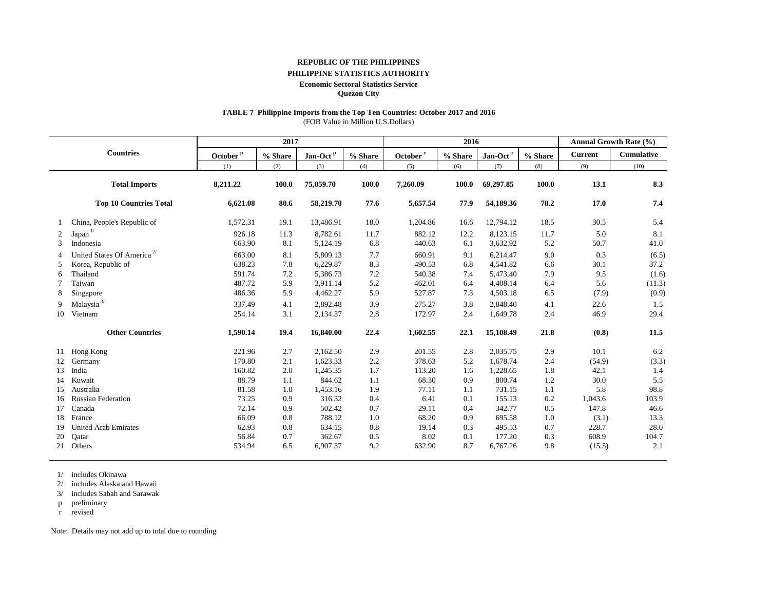**REPUBLIC OF THE PHILIPPINES**

**PHILIPPINE STATISTICS AUTHORITY**

**Economic Sectoral Statistics Service**

**Quezon City**

**TABLE 7 Philippine Imports from the Top Ten Countries: October 2017 and 2016**

(FOB Value in Million U.S.Dollars)

| | Countries | 2017 | | | | 2016 | | | | Annual Growth Rate (%) | |
|---|---|---|---|---|---|---|---|---|---|---|---|
| | | October p | % Share | Jan-Oct p | % Share | October r | % Share | Jan-Oct r | % Share | Current | Cumulative |
| | | (1) | (2) | (3) | (4) | (5) | (6) | (7) | (8) | (9) | (10) |
| | **Total Imports** | **8,211.22** | **100.0** | **75,059.70** | **100.0** | **7,260.09** | **100.0** | **69,297.85** | **100.0** | **13.1** | **8.3** |
| | **Top 10 Countries Total** | **6,621.08** | **80.6** | **58,219.70** | **77.6** | **5,657.54** | **77.9** | **54,189.36** | **78.2** | **17.0** | **7.4** |
| 1 | China, People's Republic of | 1,572.31 | 19.1 | 13,486.91 | 18.0 | 1,204.86 | 16.6 | 12,794.12 | 18.5 | 30.5 | 5.4 |
| 2 | Japan 1/ | 926.18 | 11.3 | 8,782.61 | 11.7 | 882.12 | 12.2 | 8,123.15 | 11.7 | 5.0 | 8.1 |
| 3 | Indonesia | 663.90 | 8.1 | 5,124.19 | 6.8 | 440.63 | 6.1 | 3,632.92 | 5.2 | 50.7 | 41.0 |
| 4 | United States Of America 2/ | 663.00 | 8.1 | 5,809.13 | 7.7 | 660.91 | 9.1 | 6,214.47 | 9.0 | 0.3 | (6.5) |
| 5 | Korea, Republic of | 638.23 | 7.8 | 6,229.87 | 8.3 | 490.53 | 6.8 | 4,541.82 | 6.6 | 30.1 | 37.2 |
| 6 | Thailand | 591.74 | 7.2 | 5,386.73 | 7.2 | 540.38 | 7.4 | 5,473.40 | 7.9 | 9.5 | (1.6) |
| 7 | Taiwan | 487.72 | 5.9 | 3,911.14 | 5.2 | 462.01 | 6.4 | 4,408.14 | 6.4 | 5.6 | (11.3) |
| 8 | Singapore | 486.36 | 5.9 | 4,462.27 | 5.9 | 527.87 | 7.3 | 4,503.18 | 6.5 | (7.9) | (0.9) |
| 9 | Malaysia 3/ | 337.49 | 4.1 | 2,892.48 | 3.9 | 275.27 | 3.8 | 2,848.40 | 4.1 | 22.6 | 1.5 |
| 10 | Vietnam | 254.14 | 3.1 | 2,134.37 | 2.8 | 172.97 | 2.4 | 1,649.78 | 2.4 | 46.9 | 29.4 |
| | **Other Countries** | **1,590.14** | **19.4** | **16,840.00** | **22.4** | **1,602.55** | **22.1** | **15,108.49** | **21.8** | **(0.8)** | **11.5** |
| 11 | Hong Kong | 221.96 | 2.7 | 2,162.50 | 2.9 | 201.55 | 2.8 | 2,035.75 | 2.9 | 10.1 | 6.2 |
| 12 | Germany | 170.80 | 2.1 | 1,623.33 | 2.2 | 378.63 | 5.2 | 1,678.74 | 2.4 | (54.9) | (3.3) |
| 13 | India | 160.82 | 2.0 | 1,245.35 | 1.7 | 113.20 | 1.6 | 1,228.65 | 1.8 | 42.1 | 1.4 |
| 14 | Kuwait | 88.79 | 1.1 | 844.62 | 1.1 | 68.30 | 0.9 | 800.74 | 1.2 | 30.0 | 5.5 |
| 15 | Australia | 81.58 | 1.0 | 1,453.16 | 1.9 | 77.11 | 1.1 | 731.15 | 1.1 | 5.8 | 98.8 |
| 16 | Russian Federation | 73.25 | 0.9 | 316.32 | 0.4 | 6.41 | 0.1 | 155.13 | 0.2 | 1,043.6 | 103.9 |
| 17 | Canada | 72.14 | 0.9 | 502.42 | 0.7 | 29.11 | 0.4 | 342.77 | 0.5 | 147.8 | 46.6 |
| 18 | France | 66.09 | 0.8 | 788.12 | 1.0 | 68.20 | 0.9 | 695.58 | 1.0 | (3.1) | 13.3 |
| 19 | United Arab Emirates | 62.93 | 0.8 | 634.15 | 0.8 | 19.14 | 0.3 | 495.53 | 0.7 | 228.7 | 28.0 |
| 20 | Qatar | 56.84 | 0.7 | 362.67 | 0.5 | 8.02 | 0.1 | 177.20 | 0.3 | 608.9 | 104.7 |
| 21 | Others | 534.94 | 6.5 | 6,907.37 | 9.2 | 632.90 | 8.7 | 6,767.26 | 9.8 | (15.5) | 2.1 |

1/ includes Okinawa

2/ includes Alaska and Hawaii

3/ includes Sabah and Sarawak

p preliminary

r revised

Note: Details may not add up to total due to rounding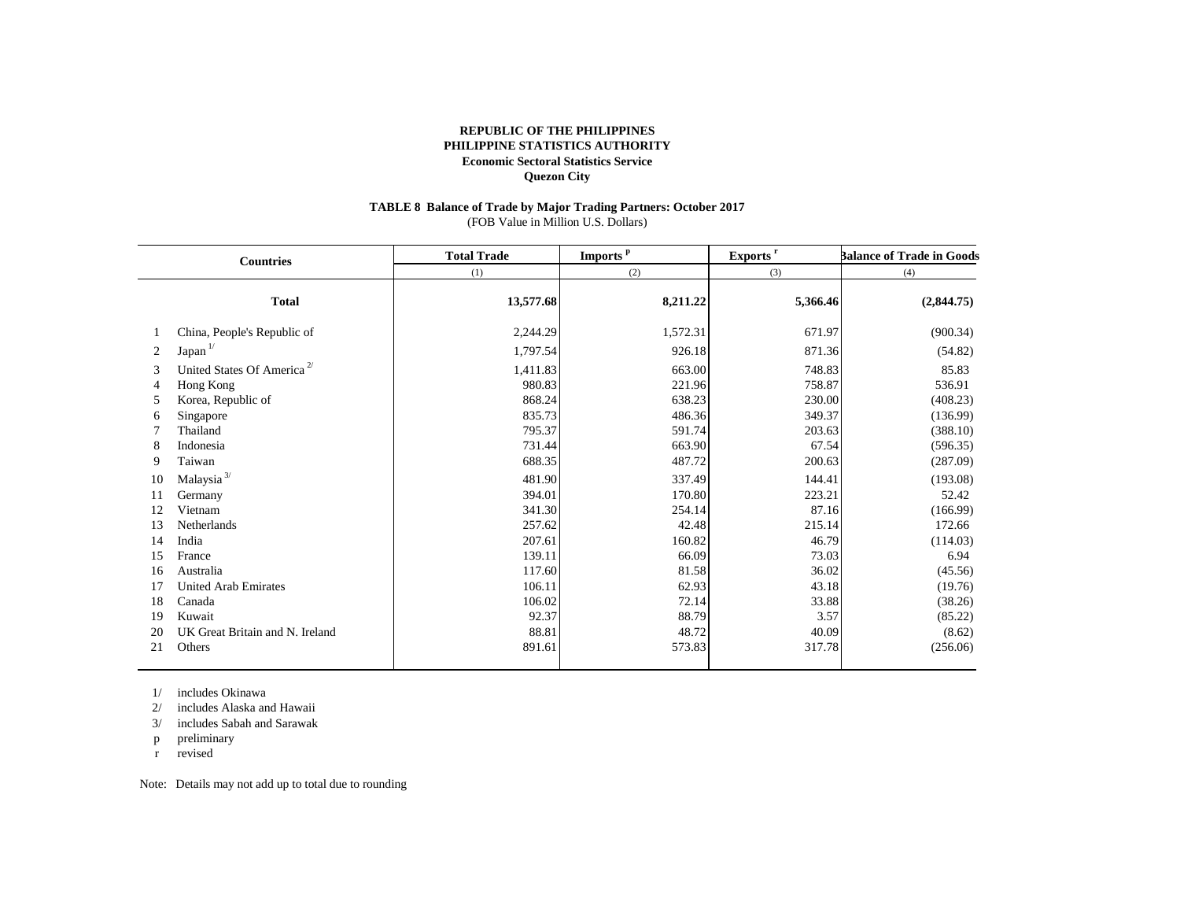**REPUBLIC OF THE PHILIPPINES**
**PHILIPPINE STATISTICS AUTHORITY**
**Economic Sectoral Statistics Service**
**Quezon City**

**TABLE 8 Balance of Trade by Major Trading Partners: October 2017**
(FOB Value in Million U.S. Dollars)

| | Countries | Total Trade | Imports [p] | Exports [r] | Balance of Trade in Goods |
|---|---|---|---|---|---|
| | | (1) | (2) | (3) | (4) |
| | **Total** | **13,577.68** | **8,211.22** | **5,366.46** | **(2,844.75)** |
| 1 | China, People's Republic of | 2,244.29 | 1,572.31 | 671.97 | (900.34) |
| 2 | Japan [1/] | 1,797.54 | 926.18 | 871.36 | (54.82) |
| 3 | United States Of America [2/] | 1,411.83 | 663.00 | 748.83 | 85.83 |
| 4 | Hong Kong | 980.83 | 221.96 | 758.87 | 536.91 |
| 5 | Korea, Republic of | 868.24 | 638.23 | 230.00 | (408.23) |
| 6 | Singapore | 835.73 | 486.36 | 349.37 | (136.99) |
| 7 | Thailand | 795.37 | 591.74 | 203.63 | (388.10) |
| 8 | Indonesia | 731.44 | 663.90 | 67.54 | (596.35) |
| 9 | Taiwan | 688.35 | 487.72 | 200.63 | (287.09) |
| 10 | Malaysia [3/] | 481.90 | 337.49 | 144.41 | (193.08) |
| 11 | Germany | 394.01 | 170.80 | 223.21 | 52.42 |
| 12 | Vietnam | 341.30 | 254.14 | 87.16 | (166.99) |
| 13 | Netherlands | 257.62 | 42.48 | 215.14 | 172.66 |
| 14 | India | 207.61 | 160.82 | 46.79 | (114.03) |
| 15 | France | 139.11 | 66.09 | 73.03 | 6.94 |
| 16 | Australia | 117.60 | 81.58 | 36.02 | (45.56) |
| 17 | United Arab Emirates | 106.11 | 62.93 | 43.18 | (19.76) |
| 18 | Canada | 106.02 | 72.14 | 33.88 | (38.26) |
| 19 | Kuwait | 92.37 | 88.79 | 3.57 | (85.22) |
| 20 | UK Great Britain and N. Ireland | 88.81 | 48.72 | 40.09 | (8.62) |
| 21 | Others | 891.61 | 573.83 | 317.78 | (256.06) |

1/ includes Okinawa
2/ includes Alaska and Hawaii
3/ includes Sabah and Sarawak
p preliminary
r revised

Note: Details may not add up to total due to rounding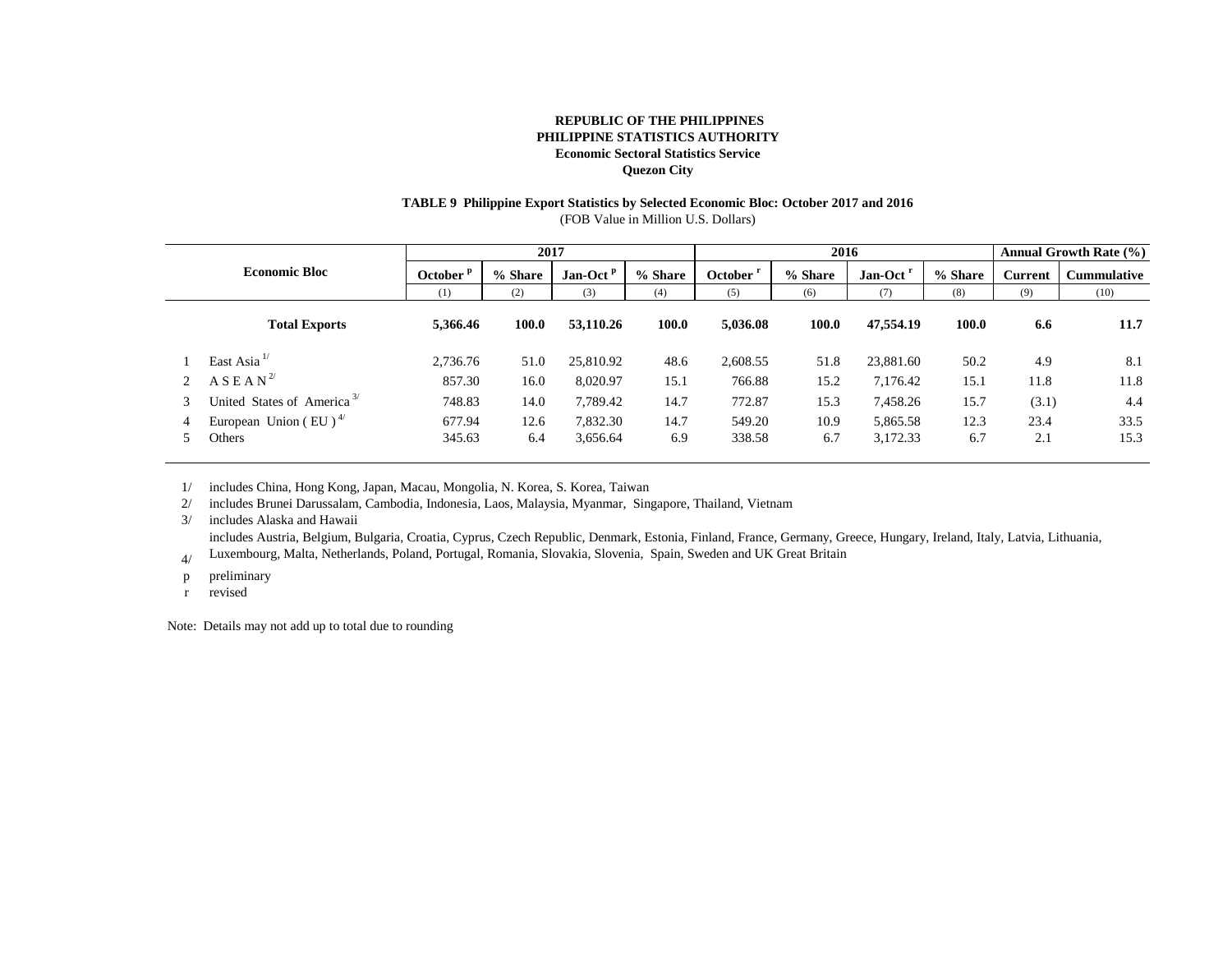**REPUBLIC OF THE PHILIPPINES**
**PHILIPPINE STATISTICS AUTHORITY**
**Economic Sectoral Statistics Service**
**Quezon City**

**TABLE 9 Philippine Export Statistics by Selected Economic Bloc: October 2017 and 2016**
(FOB Value in Million U.S. Dollars)

| | Economic Bloc | 2017 | | | | 2016 | | | | Annual Growth Rate (%) | |
|---|---|---|---|---|---|---|---|---|---|---|---|
| | | October p | % Share | Jan-Oct p | % Share | October r | % Share | Jan-Oct r | % Share | Current | Cummulative |
| | | (1) | (2) | (3) | (4) | (5) | (6) | (7) | (8) | (9) | (10) |
| | **Total Exports** | **5,366.46** | **100.0** | **53,110.26** | **100.0** | **5,036.08** | **100.0** | **47,554.19** | **100.0** | **6.6** | **11.7** |
| 1 | East Asia 1/ | 2,736.76 | 51.0 | 25,810.92 | 48.6 | 2,608.55 | 51.8 | 23,881.60 | 50.2 | 4.9 | 8.1 |
| 2 | A S E A N 2/ | 857.30 | 16.0 | 8,020.97 | 15.1 | 766.88 | 15.2 | 7,176.42 | 15.1 | 11.8 | 11.8 |
| 3 | United States of America 3/ | 748.83 | 14.0 | 7,789.42 | 14.7 | 772.87 | 15.3 | 7,458.26 | 15.7 | (3.1) | 4.4 |
| 4 | European Union ( EU ) 4/ | 677.94 | 12.6 | 7,832.30 | 14.7 | 549.20 | 10.9 | 5,865.58 | 12.3 | 23.4 | 33.5 |
| 5 | Others | 345.63 | 6.4 | 3,656.64 | 6.9 | 338.58 | 6.7 | 3,172.33 | 6.7 | 2.1 | 15.3 |

1/ includes China, Hong Kong, Japan, Macau, Mongolia, N. Korea, S. Korea, Taiwan
2/ includes Brunei Darussalam, Cambodia, Indonesia, Laos, Malaysia, Myanmar, Singapore, Thailand, Vietnam
3/ includes Alaska and Hawaii
4/ includes Austria, Belgium, Bulgaria, Croatia, Cyprus, Czech Republic, Denmark, Estonia, Finland, France, Germany, Greece, Hungary, Ireland, Italy, Latvia, Lithuania, Luxembourg, Malta, Netherlands, Poland, Portugal, Romania, Slovakia, Slovenia, Spain, Sweden and UK Great Britain
p preliminary
r revised

Note: Details may not add up to total due to rounding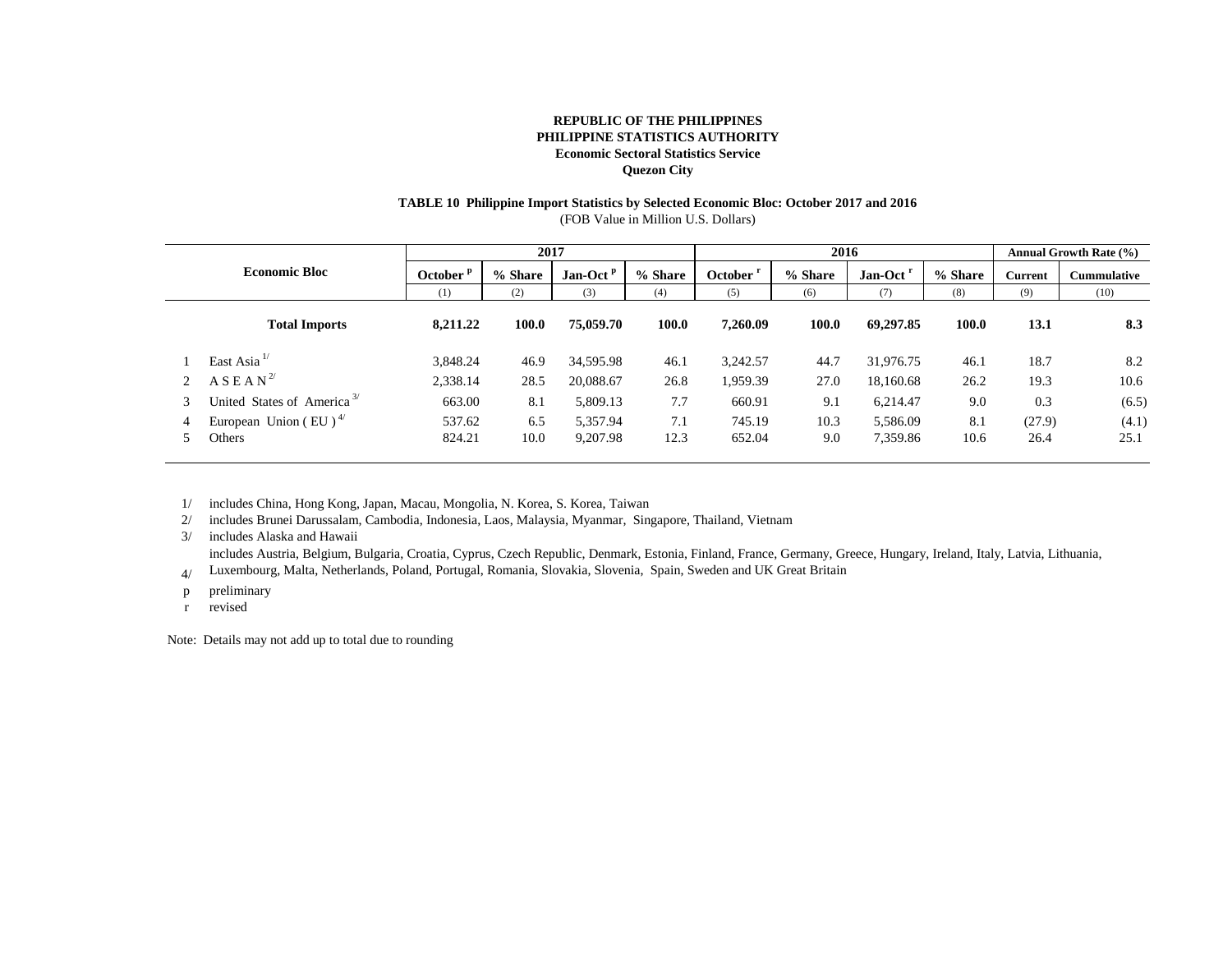**REPUBLIC OF THE PHILIPPINES**
**PHILIPPINE STATISTICS AUTHORITY**
**Economic Sectoral Statistics Service**
**Quezon City**

**TABLE 10 Philippine Import Statistics by Selected Economic Bloc: October 2017 and 2016**
(FOB Value in Million U.S. Dollars)

| | Economic Bloc | 2017 | | | | 2016 | | | | Annual Growth Rate (%) | |
|---|---|---|---|---|---|---|---|---|---|---|---|
| | | October p | % Share | Jan-Oct p | % Share | October r | % Share | Jan-Oct r | % Share | Current | Cummulative |
| | | (1) | (2) | (3) | (4) | (5) | (6) | (7) | (8) | (9) | (10) |
| | **Total Imports** | **8,211.22** | **100.0** | **75,059.70** | **100.0** | **7,260.09** | **100.0** | **69,297.85** | **100.0** | **13.1** | **8.3** |
| 1 | East Asia 1/ | 3,848.24 | 46.9 | 34,595.98 | 46.1 | 3,242.57 | 44.7 | 31,976.75 | 46.1 | 18.7 | 8.2 |
| 2 | A S E A N 2/ | 2,338.14 | 28.5 | 20,088.67 | 26.8 | 1,959.39 | 27.0 | 18,160.68 | 26.2 | 19.3 | 10.6 |
| 3 | United States of America 3/ | 663.00 | 8.1 | 5,809.13 | 7.7 | 660.91 | 9.1 | 6,214.47 | 9.0 | 0.3 | (6.5) |
| 4 | European Union ( EU ) 4/ | 537.62 | 6.5 | 5,357.94 | 7.1 | 745.19 | 10.3 | 5,586.09 | 8.1 | (27.9) | (4.1) |
| 5 | Others | 824.21 | 10.0 | 9,207.98 | 12.3 | 652.04 | 9.0 | 7,359.86 | 10.6 | 26.4 | 25.1 |

1/ includes China, Hong Kong, Japan, Macau, Mongolia, N. Korea, S. Korea, Taiwan
2/ includes Brunei Darussalam, Cambodia, Indonesia, Laos, Malaysia, Myanmar, Singapore, Thailand, Vietnam
3/ includes Alaska and Hawaii
4/ includes Austria, Belgium, Bulgaria, Croatia, Cyprus, Czech Republic, Denmark, Estonia, Finland, France, Germany, Greece, Hungary, Ireland, Italy, Latvia, Lithuania, Luxembourg, Malta, Netherlands, Poland, Portugal, Romania, Slovakia, Slovenia, Spain, Sweden and UK Great Britain
p preliminary
r revised

Note: Details may not add up to total due to rounding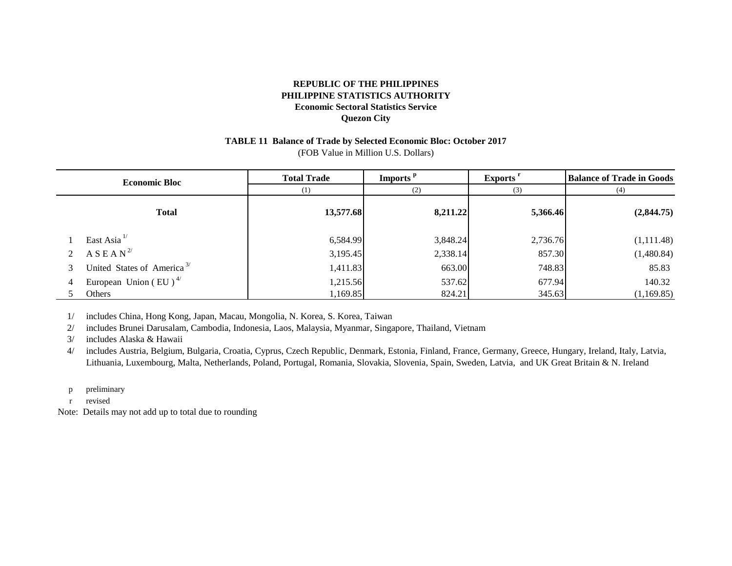**REPUBLIC OF THE PHILIPPINES**
**PHILIPPINE STATISTICS AUTHORITY**
**Economic Sectoral Statistics Service**
**Quezon City**

**TABLE 11 Balance of Trade by Selected Economic Bloc: October 2017**
(FOB Value in Million U.S. Dollars)

| | Economic Bloc | Total Trade | Imports p | Exports r | Balance of Trade in Goods |
|---|---|---|---|---|---|
| | | (1) | (2) | (3) | (4) |
| | **Total** | **13,577.68** | **8,211.22** | **5,366.46** | **(2,844.75)** |
| 1 | East Asia [1/] | 6,584.99 | 3,848.24 | 2,736.76 | (1,111.48) |
| 2 | A S E A N [2/] | 3,195.45 | 2,338.14 | 857.30 | (1,480.84) |
| 3 | United States of America [3/] | 1,411.83 | 663.00 | 748.83 | 85.83 |
| 4 | European Union ( EU ) [4/] | 1,215.56 | 537.62 | 677.94 | 140.32 |
| 5 | Others | 1,169.85 | 824.21 | 345.63 | (1,169.85) |

1/ includes China, Hong Kong, Japan, Macau, Mongolia, N. Korea, S. Korea, Taiwan

2/ includes Brunei Darusalam, Cambodia, Indonesia, Laos, Malaysia, Myanmar, Singapore, Thailand, Vietnam

3/ includes Alaska & Hawaii

4/ includes Austria, Belgium, Bulgaria, Croatia, Cyprus, Czech Republic, Denmark, Estonia, Finland, France, Germany, Greece, Hungary, Ireland, Italy, Latvia, Lithuania, Luxembourg, Malta, Netherlands, Poland, Portugal, Romania, Slovakia, Slovenia, Spain, Sweden, Latvia, and UK Great Britain & N. Ireland

p preliminary

r revised

Note: Details may not add up to total due to rounding